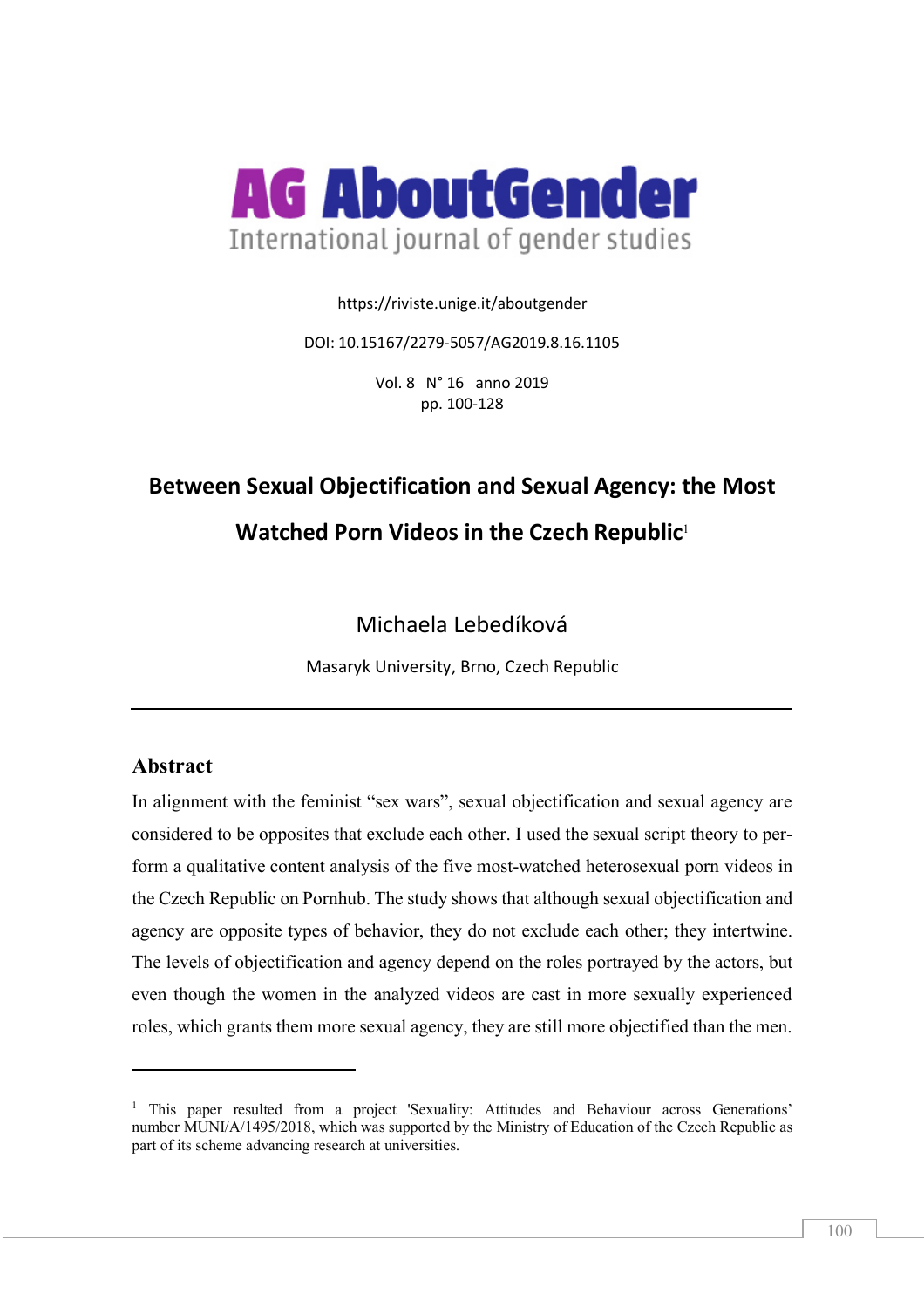# AG AboutGender

International journal of gender studies

https://riviste.unige.it/aboutgender

DOI: 10.15167/2279-5057/AG2019.8.16.1105

Vol. 8 N° 16 anno 2019
pp. 100-128

## Between Sexual Objectification and Sexual Agency: the Most Watched Porn Videos in the Czech Republic[1]

Michaela Lebedíková

Masaryk University, Brno, Czech Republic

---

### Abstract

In alignment with the feminist "sex wars", sexual objectification and sexual agency are considered to be opposites that exclude each other. I used the sexual script theory to perform a qualitative content analysis of the five most-watched heterosexual porn videos in the Czech Republic on Pornhub. The study shows that although sexual objectification and agency are opposite types of behavior, they do not exclude each other; they intertwine. The levels of objectification and agency depend on the roles portrayed by the actors, but even though the women in the analyzed videos are cast in more sexually experienced roles, which grants them more sexual agency, they are still more objectified than the men.

---

[1] This paper resulted from a project 'Sexuality: Attitudes and Behaviour across Generations' number MUNI/A/1495/2018, which was supported by the Ministry of Education of the Czech Republic as part of its scheme advancing research at universities.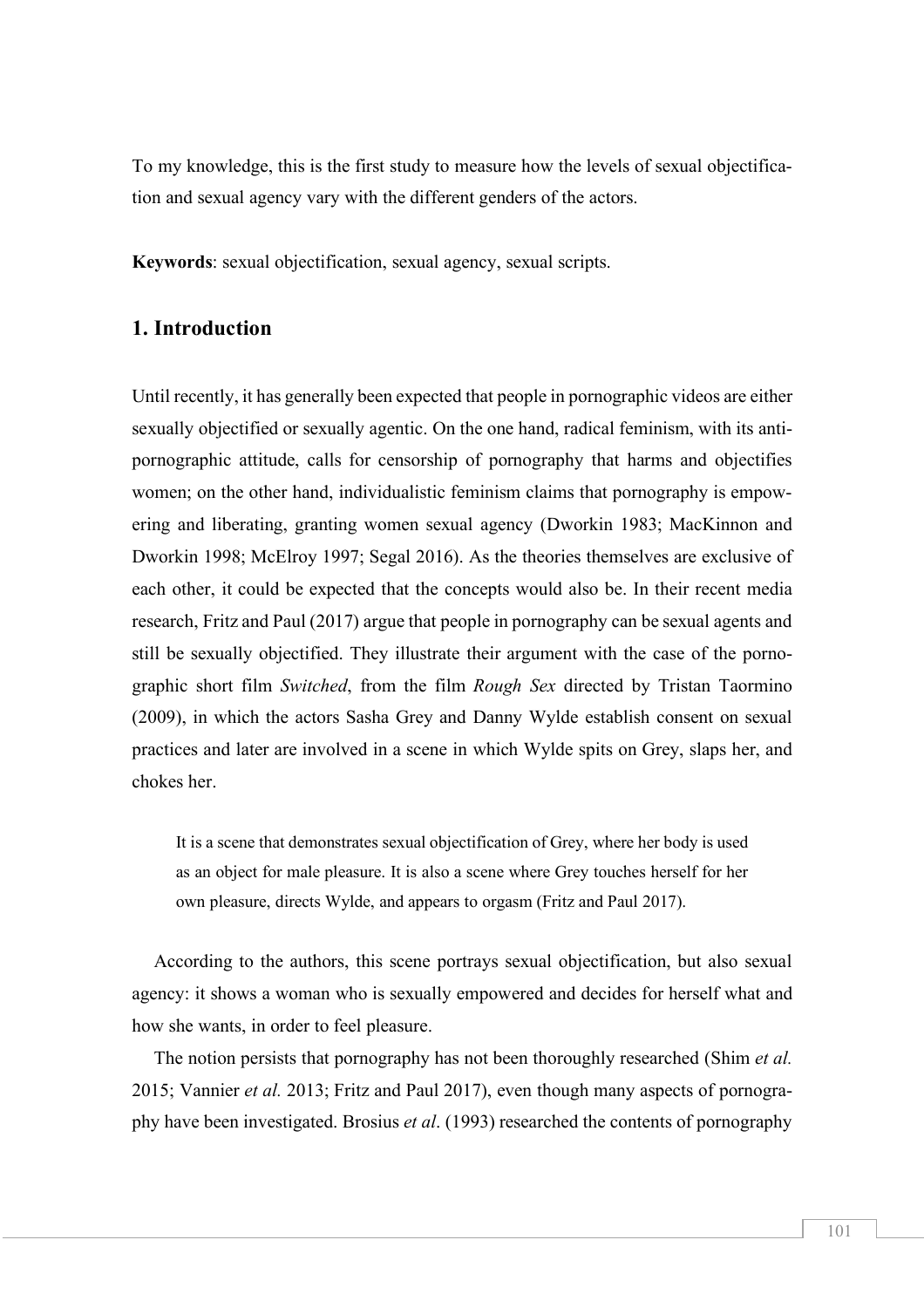To my knowledge, this is the first study to measure how the levels of sexual objectification and sexual agency vary with the different genders of the actors.

**Keywords**: sexual objectification, sexual agency, sexual scripts.

## 1. Introduction

Until recently, it has generally been expected that people in pornographic videos are either sexually objectified or sexually agentic. On the one hand, radical feminism, with its anti-pornographic attitude, calls for censorship of pornography that harms and objectifies women; on the other hand, individualistic feminism claims that pornography is empowering and liberating, granting women sexual agency (Dworkin 1983; MacKinnon and Dworkin 1998; McElroy 1997; Segal 2016). As the theories themselves are exclusive of each other, it could be expected that the concepts would also be. In their recent media research, Fritz and Paul (2017) argue that people in pornography can be sexual agents and still be sexually objectified. They illustrate their argument with the case of the pornographic short film *Switched*, from the film *Rough Sex* directed by Tristan Taormino (2009), in which the actors Sasha Grey and Danny Wylde establish consent on sexual practices and later are involved in a scene in which Wylde spits on Grey, slaps her, and chokes her.

> It is a scene that demonstrates sexual objectification of Grey, where her body is used as an object for male pleasure. It is also a scene where Grey touches herself for her own pleasure, directs Wylde, and appears to orgasm (Fritz and Paul 2017).

According to the authors, this scene portrays sexual objectification, but also sexual agency: it shows a woman who is sexually empowered and decides for herself what and how she wants, in order to feel pleasure.

The notion persists that pornography has not been thoroughly researched (Shim *et al.* 2015; Vannier *et al.* 2013; Fritz and Paul 2017), even though many aspects of pornography have been investigated. Brosius *et al*. (1993) researched the contents of pornography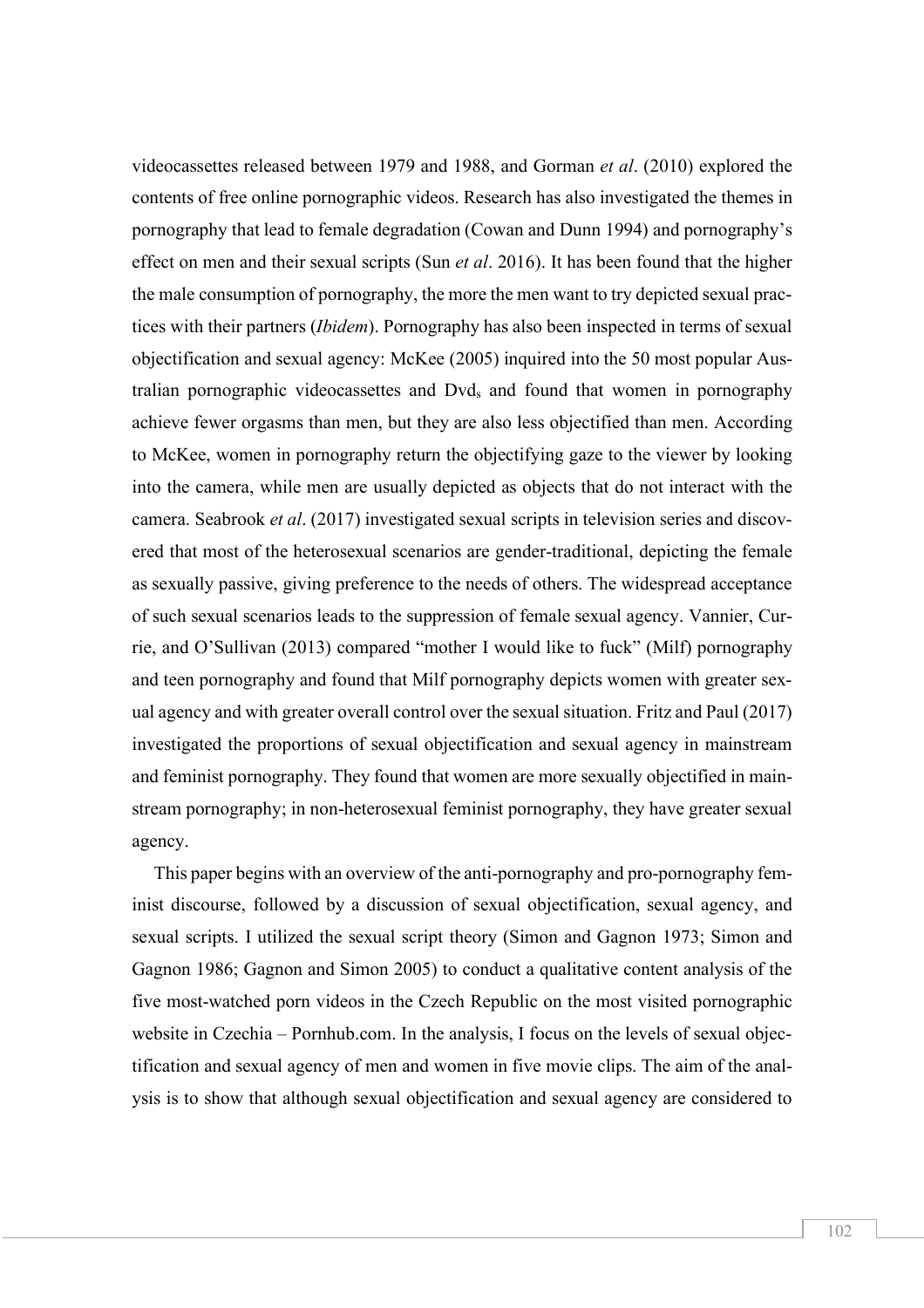videocassettes released between 1979 and 1988, and Gorman *et al*. (2010) explored the contents of free online pornographic videos. Research has also investigated the themes in pornography that lead to female degradation (Cowan and Dunn 1994) and pornography's effect on men and their sexual scripts (Sun *et al*. 2016). It has been found that the higher the male consumption of pornography, the more the men want to try depicted sexual practices with their partners (*Ibidem*). Pornography has also been inspected in terms of sexual objectification and sexual agency: McKee (2005) inquired into the 50 most popular Australian pornographic videocassettes and $Dvd_s$ and found that women in pornography achieve fewer orgasms than men, but they are also less objectified than men. According to McKee, women in pornography return the objectifying gaze to the viewer by looking into the camera, while men are usually depicted as objects that do not interact with the camera. Seabrook *et al*. (2017) investigated sexual scripts in television series and discovered that most of the heterosexual scenarios are gender-traditional, depicting the female as sexually passive, giving preference to the needs of others. The widespread acceptance of such sexual scenarios leads to the suppression of female sexual agency. Vannier, Currie, and O'Sullivan (2013) compared "mother I would like to fuck" (Milf) pornography and teen pornography and found that Milf pornography depicts women with greater sexual agency and with greater overall control over the sexual situation. Fritz and Paul (2017) investigated the proportions of sexual objectification and sexual agency in mainstream and feminist pornography. They found that women are more sexually objectified in mainstream pornography; in non-heterosexual feminist pornography, they have greater sexual agency.

This paper begins with an overview of the anti-pornography and pro-pornography feminist discourse, followed by a discussion of sexual objectification, sexual agency, and sexual scripts. I utilized the sexual script theory (Simon and Gagnon 1973; Simon and Gagnon 1986; Gagnon and Simon 2005) to conduct a qualitative content analysis of the five most-watched porn videos in the Czech Republic on the most visited pornographic website in Czechia – Pornhub.com. In the analysis, I focus on the levels of sexual objectification and sexual agency of men and women in five movie clips. The aim of the analysis is to show that although sexual objectification and sexual agency are considered to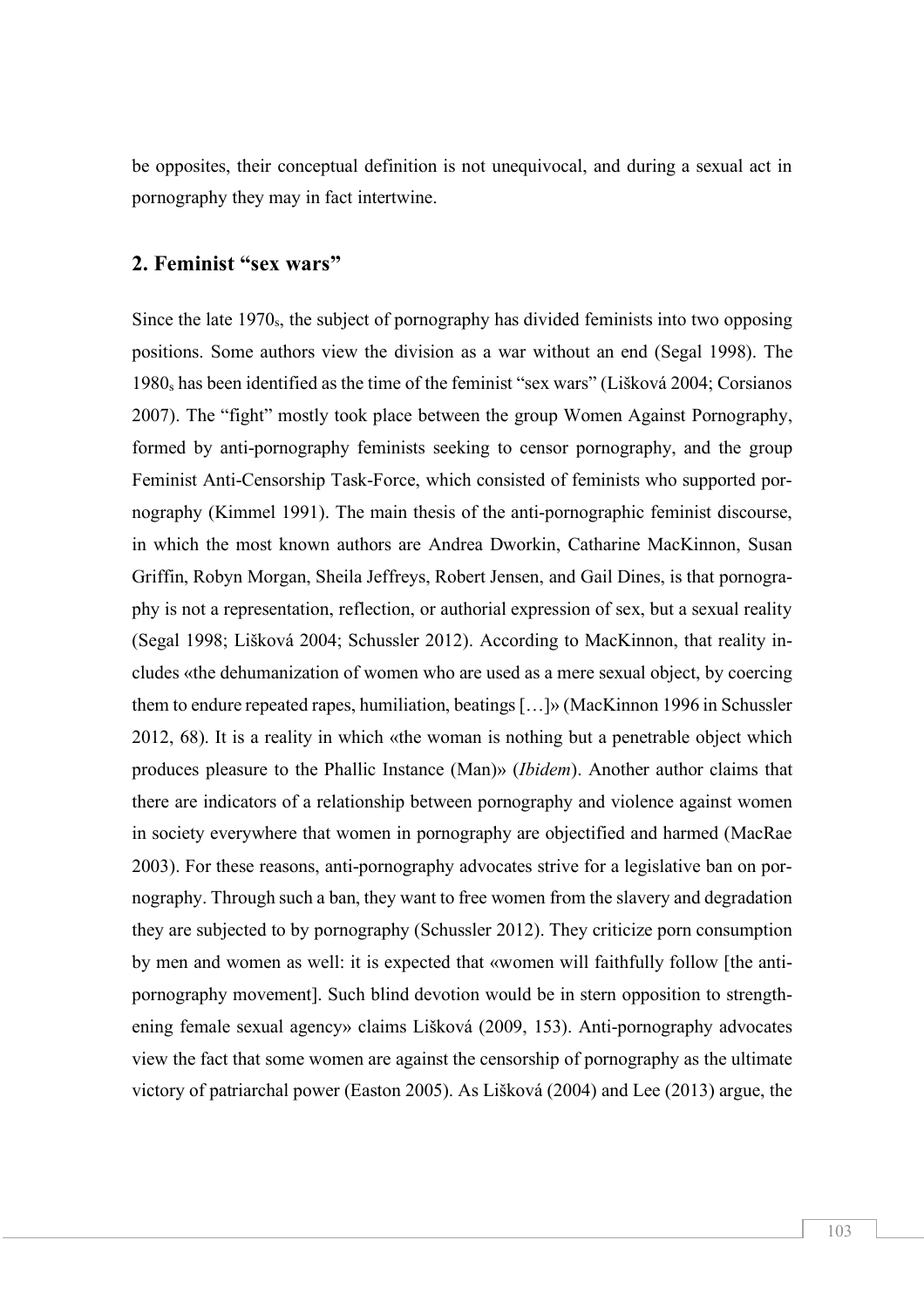be opposites, their conceptual definition is not unequivocal, and during a sexual act in pornography they may in fact intertwine.

## 2. Feminist "sex wars"

Since the late 1970s, the subject of pornography has divided feminists into two opposing positions. Some authors view the division as a war without an end (Segal 1998). The 1980s has been identified as the time of the feminist "sex wars" (Lišková 2004; Corsianos 2007). The "fight" mostly took place between the group Women Against Pornography, formed by anti-pornography feminists seeking to censor pornography, and the group Feminist Anti-Censorship Task-Force, which consisted of feminists who supported pornography (Kimmel 1991). The main thesis of the anti-pornographic feminist discourse, in which the most known authors are Andrea Dworkin, Catharine MacKinnon, Susan Griffin, Robyn Morgan, Sheila Jeffreys, Robert Jensen, and Gail Dines, is that pornography is not a representation, reflection, or authorial expression of sex, but a sexual reality (Segal 1998; Lišková 2004; Schussler 2012). According to MacKinnon, that reality includes «the dehumanization of women who are used as a mere sexual object, by coercing them to endure repeated rapes, humiliation, beatings […]» (MacKinnon 1996 in Schussler 2012, 68). It is a reality in which «the woman is nothing but a penetrable object which produces pleasure to the Phallic Instance (Man)» (*Ibidem*). Another author claims that there are indicators of a relationship between pornography and violence against women in society everywhere that women in pornography are objectified and harmed (MacRae 2003). For these reasons, anti-pornography advocates strive for a legislative ban on pornography. Through such a ban, they want to free women from the slavery and degradation they are subjected to by pornography (Schussler 2012). They criticize porn consumption by men and women as well: it is expected that «women will faithfully follow [the anti-pornography movement]. Such blind devotion would be in stern opposition to strengthening female sexual agency» claims Lišková (2009, 153). Anti-pornography advocates view the fact that some women are against the censorship of pornography as the ultimate victory of patriarchal power (Easton 2005). As Lišková (2004) and Lee (2013) argue, the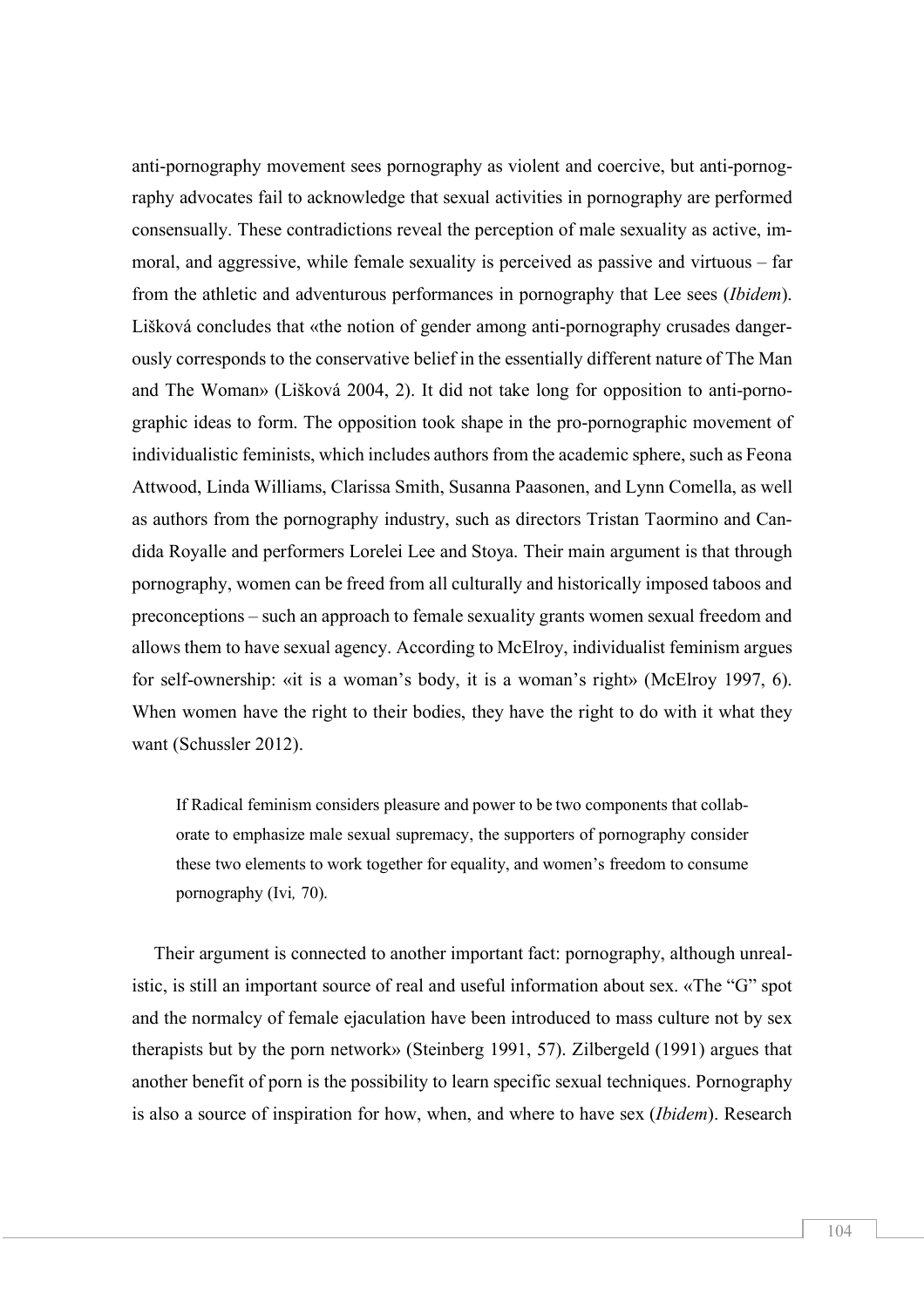anti-pornography movement sees pornography as violent and coercive, but anti-pornography advocates fail to acknowledge that sexual activities in pornography are performed consensually. These contradictions reveal the perception of male sexuality as active, immoral, and aggressive, while female sexuality is perceived as passive and virtuous – far from the athletic and adventurous performances in pornography that Lee sees (*Ibidem*). Lišková concludes that «the notion of gender among anti-pornography crusades dangerously corresponds to the conservative belief in the essentially different nature of The Man and The Woman» (Lišková 2004, 2). It did not take long for opposition to anti-pornographic ideas to form. The opposition took shape in the pro-pornographic movement of individualistic feminists, which includes authors from the academic sphere, such as Feona Attwood, Linda Williams, Clarissa Smith, Susanna Paasonen, and Lynn Comella, as well as authors from the pornography industry, such as directors Tristan Taormino and Candida Royalle and performers Lorelei Lee and Stoya. Their main argument is that through pornography, women can be freed from all culturally and historically imposed taboos and preconceptions – such an approach to female sexuality grants women sexual freedom and allows them to have sexual agency. According to McElroy, individualist feminism argues for self-ownership: «it is a woman's body, it is a woman's right» (McElroy 1997, 6). When women have the right to their bodies, they have the right to do with it what they want (Schussler 2012).

> If Radical feminism considers pleasure and power to be two components that collaborate to emphasize male sexual supremacy, the supporters of pornography consider these two elements to work together for equality, and women's freedom to consume pornography (Ivi*,* 70).

Their argument is connected to another important fact: pornography, although unrealistic, is still an important source of real and useful information about sex. «The "G" spot and the normalcy of female ejaculation have been introduced to mass culture not by sex therapists but by the porn network» (Steinberg 1991, 57). Zilbergeld (1991) argues that another benefit of porn is the possibility to learn specific sexual techniques. Pornography is also a source of inspiration for how, when, and where to have sex (*Ibidem*). Research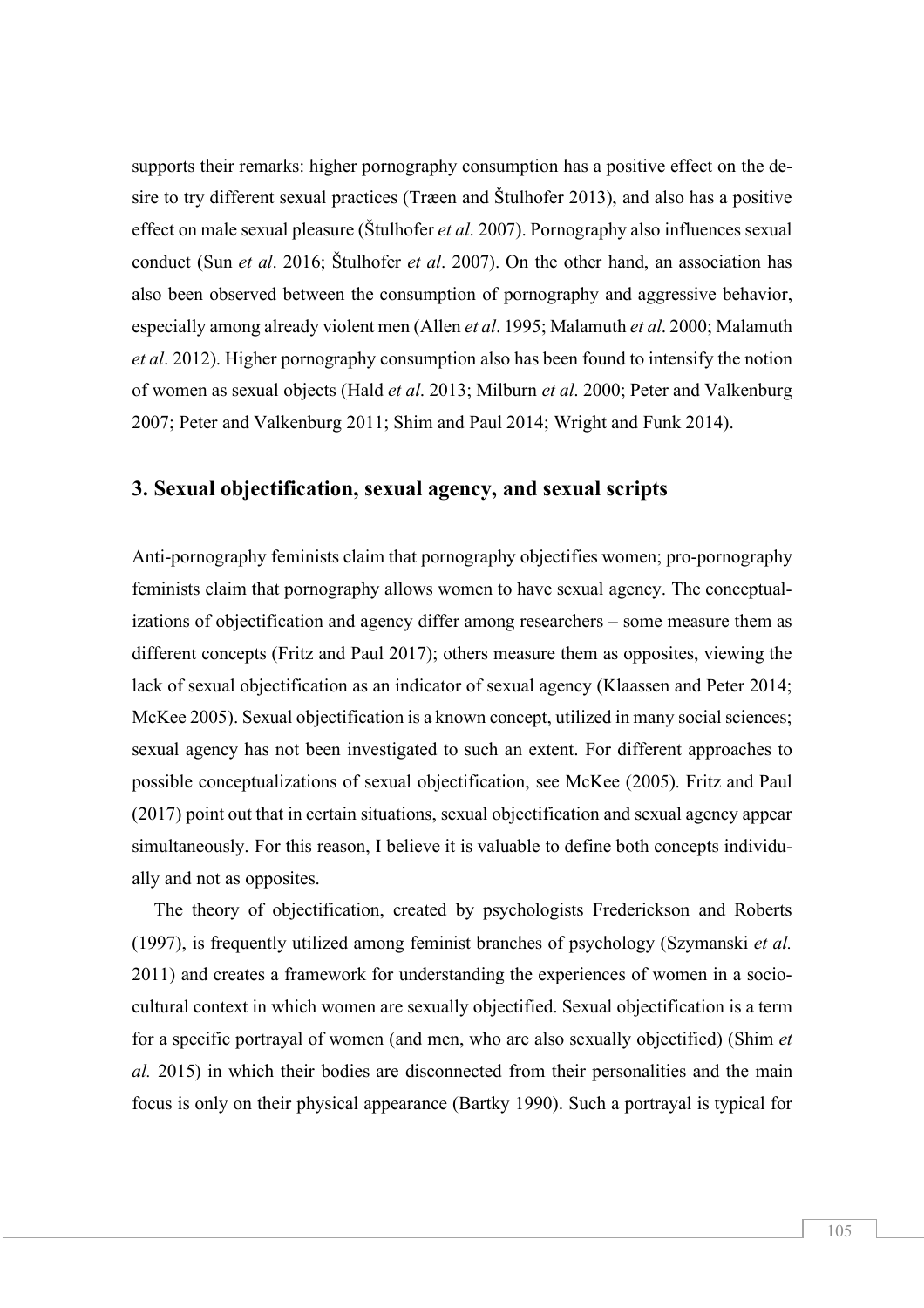supports their remarks: higher pornography consumption has a positive effect on the desire to try different sexual practices (Træen and Štulhofer 2013), and also has a positive effect on male sexual pleasure (Štulhofer *et al*. 2007). Pornography also influences sexual conduct (Sun *et al*. 2016; Štulhofer *et al*. 2007). On the other hand, an association has also been observed between the consumption of pornography and aggressive behavior, especially among already violent men (Allen *et al*. 1995; Malamuth *et al*. 2000; Malamuth *et al*. 2012). Higher pornography consumption also has been found to intensify the notion of women as sexual objects (Hald *et al*. 2013; Milburn *et al*. 2000; Peter and Valkenburg 2007; Peter and Valkenburg 2011; Shim and Paul 2014; Wright and Funk 2014).

## 3. Sexual objectification, sexual agency, and sexual scripts

Anti-pornography feminists claim that pornography objectifies women; pro-pornography feminists claim that pornography allows women to have sexual agency. The conceptualizations of objectification and agency differ among researchers – some measure them as different concepts (Fritz and Paul 2017); others measure them as opposites, viewing the lack of sexual objectification as an indicator of sexual agency (Klaassen and Peter 2014; McKee 2005). Sexual objectification is a known concept, utilized in many social sciences; sexual agency has not been investigated to such an extent. For different approaches to possible conceptualizations of sexual objectification, see McKee (2005). Fritz and Paul (2017) point out that in certain situations, sexual objectification and sexual agency appear simultaneously. For this reason, I believe it is valuable to define both concepts individually and not as opposites.

The theory of objectification, created by psychologists Frederickson and Roberts (1997), is frequently utilized among feminist branches of psychology (Szymanski *et al.* 2011) and creates a framework for understanding the experiences of women in a socio-cultural context in which women are sexually objectified. Sexual objectification is a term for a specific portrayal of women (and men, who are also sexually objectified) (Shim *et al.* 2015) in which their bodies are disconnected from their personalities and the main focus is only on their physical appearance (Bartky 1990). Such a portrayal is typical for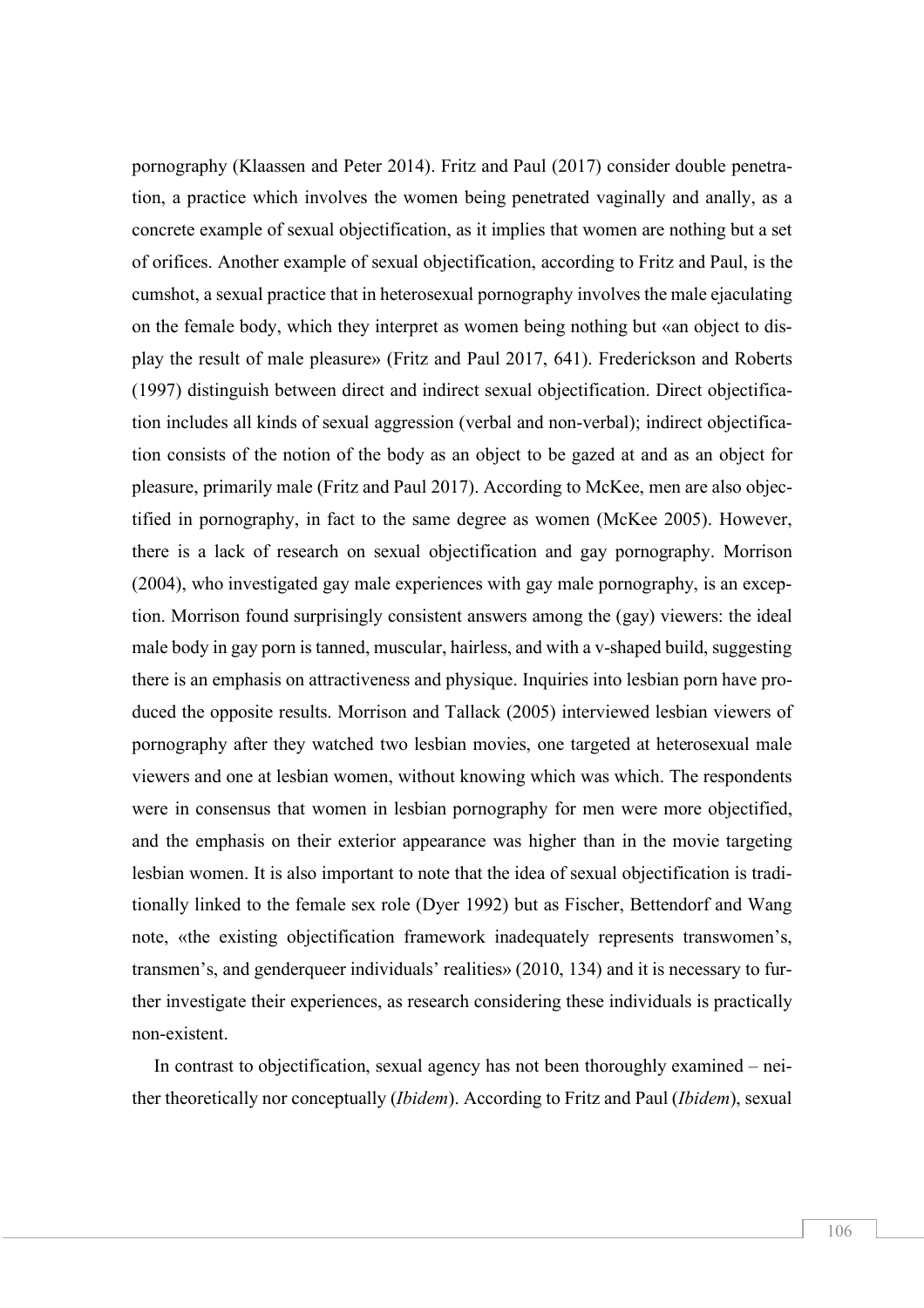pornography (Klaassen and Peter 2014). Fritz and Paul (2017) consider double penetration, a practice which involves the women being penetrated vaginally and anally, as a concrete example of sexual objectification, as it implies that women are nothing but a set of orifices. Another example of sexual objectification, according to Fritz and Paul, is the cumshot, a sexual practice that in heterosexual pornography involves the male ejaculating on the female body, which they interpret as women being nothing but «an object to display the result of male pleasure» (Fritz and Paul 2017, 641). Frederickson and Roberts (1997) distinguish between direct and indirect sexual objectification. Direct objectification includes all kinds of sexual aggression (verbal and non-verbal); indirect objectification consists of the notion of the body as an object to be gazed at and as an object for pleasure, primarily male (Fritz and Paul 2017). According to McKee, men are also objectified in pornography, in fact to the same degree as women (McKee 2005). However, there is a lack of research on sexual objectification and gay pornography. Morrison (2004), who investigated gay male experiences with gay male pornography, is an exception. Morrison found surprisingly consistent answers among the (gay) viewers: the ideal male body in gay porn is tanned, muscular, hairless, and with a v-shaped build, suggesting there is an emphasis on attractiveness and physique. Inquiries into lesbian porn have produced the opposite results. Morrison and Tallack (2005) interviewed lesbian viewers of pornography after they watched two lesbian movies, one targeted at heterosexual male viewers and one at lesbian women, without knowing which was which. The respondents were in consensus that women in lesbian pornography for men were more objectified, and the emphasis on their exterior appearance was higher than in the movie targeting lesbian women. It is also important to note that the idea of sexual objectification is traditionally linked to the female sex role (Dyer 1992) but as Fischer, Bettendorf and Wang note, «the existing objectification framework inadequately represents transwomen's, transmen's, and genderqueer individuals' realities» (2010, 134) and it is necessary to further investigate their experiences, as research considering these individuals is practically non-existent.

In contrast to objectification, sexual agency has not been thoroughly examined – neither theoretically nor conceptually (*Ibidem*). According to Fritz and Paul (*Ibidem*), sexual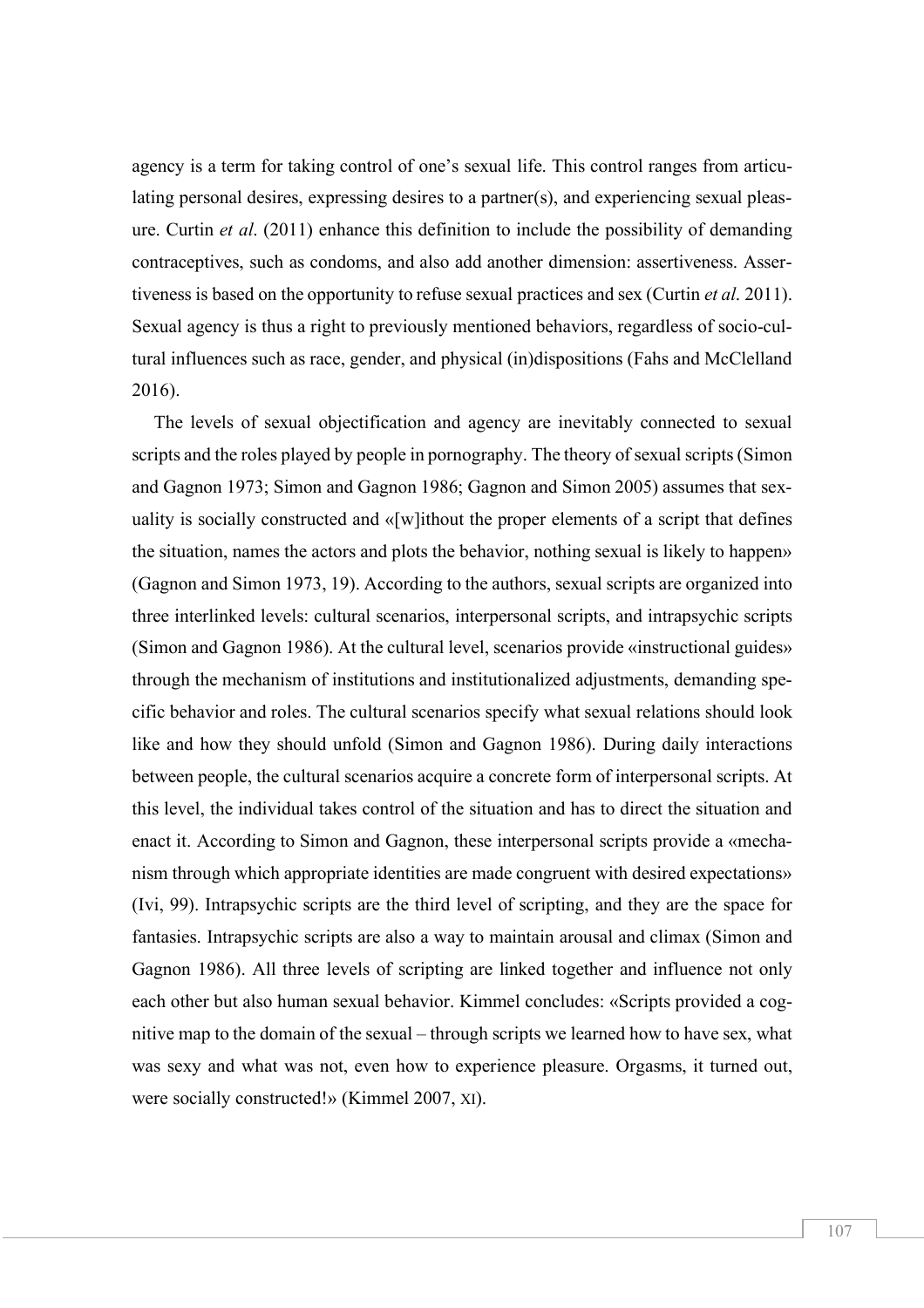agency is a term for taking control of one's sexual life. This control ranges from articulating personal desires, expressing desires to a partner(s), and experiencing sexual pleasure. Curtin *et al*. (2011) enhance this definition to include the possibility of demanding contraceptives, such as condoms, and also add another dimension: assertiveness. Assertiveness is based on the opportunity to refuse sexual practices and sex (Curtin *et al*. 2011). Sexual agency is thus a right to previously mentioned behaviors, regardless of socio-cultural influences such as race, gender, and physical (in)dispositions (Fahs and McClelland 2016).

The levels of sexual objectification and agency are inevitably connected to sexual scripts and the roles played by people in pornography. The theory of sexual scripts (Simon and Gagnon 1973; Simon and Gagnon 1986; Gagnon and Simon 2005) assumes that sexuality is socially constructed and «[w]ithout the proper elements of a script that defines the situation, names the actors and plots the behavior, nothing sexual is likely to happen» (Gagnon and Simon 1973, 19). According to the authors, sexual scripts are organized into three interlinked levels: cultural scenarios, interpersonal scripts, and intrapsychic scripts (Simon and Gagnon 1986). At the cultural level, scenarios provide «instructional guides» through the mechanism of institutions and institutionalized adjustments, demanding specific behavior and roles. The cultural scenarios specify what sexual relations should look like and how they should unfold (Simon and Gagnon 1986). During daily interactions between people, the cultural scenarios acquire a concrete form of interpersonal scripts. At this level, the individual takes control of the situation and has to direct the situation and enact it. According to Simon and Gagnon, these interpersonal scripts provide a «mechanism through which appropriate identities are made congruent with desired expectations» (Ivi, 99). Intrapsychic scripts are the third level of scripting, and they are the space for fantasies. Intrapsychic scripts are also a way to maintain arousal and climax (Simon and Gagnon 1986). All three levels of scripting are linked together and influence not only each other but also human sexual behavior. Kimmel concludes: «Scripts provided a cognitive map to the domain of the sexual – through scripts we learned how to have sex, what was sexy and what was not, even how to experience pleasure. Orgasms, it turned out, were socially constructed!» (Kimmel 2007, XI).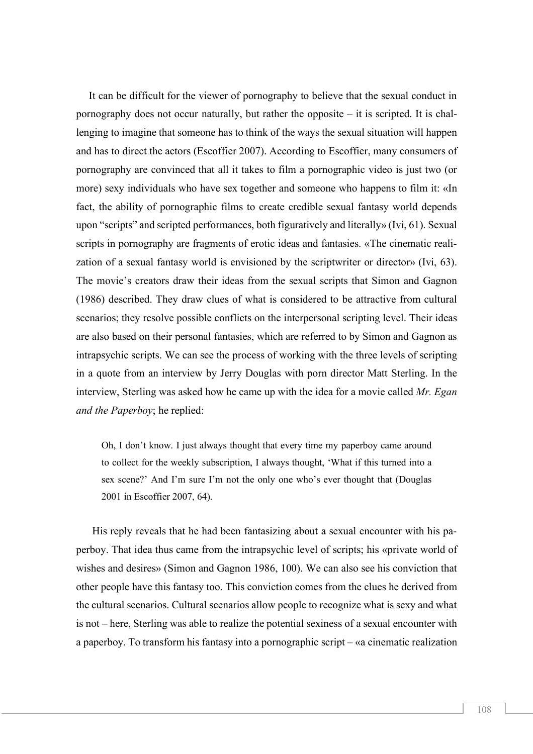It can be difficult for the viewer of pornography to believe that the sexual conduct in pornography does not occur naturally, but rather the opposite – it is scripted. It is challenging to imagine that someone has to think of the ways the sexual situation will happen and has to direct the actors (Escoffier 2007). According to Escoffier, many consumers of pornography are convinced that all it takes to film a pornographic video is just two (or more) sexy individuals who have sex together and someone who happens to film it: «In fact, the ability of pornographic films to create credible sexual fantasy world depends upon "scripts" and scripted performances, both figuratively and literally» (Ivi, 61). Sexual scripts in pornography are fragments of erotic ideas and fantasies. «The cinematic realization of a sexual fantasy world is envisioned by the scriptwriter or director» (Ivi, 63). The movie's creators draw their ideas from the sexual scripts that Simon and Gagnon (1986) described. They draw clues of what is considered to be attractive from cultural scenarios; they resolve possible conflicts on the interpersonal scripting level. Their ideas are also based on their personal fantasies, which are referred to by Simon and Gagnon as intrapsychic scripts. We can see the process of working with the three levels of scripting in a quote from an interview by Jerry Douglas with porn director Matt Sterling. In the interview, Sterling was asked how he came up with the idea for a movie called *Mr. Egan and the Paperboy*; he replied:

> Oh, I don't know. I just always thought that every time my paperboy came around to collect for the weekly subscription, I always thought, 'What if this turned into a sex scene?' And I'm sure I'm not the only one who's ever thought that (Douglas 2001 in Escoffier 2007, 64).

His reply reveals that he had been fantasizing about a sexual encounter with his paperboy. That idea thus came from the intrapsychic level of scripts; his «private world of wishes and desires» (Simon and Gagnon 1986, 100). We can also see his conviction that other people have this fantasy too. This conviction comes from the clues he derived from the cultural scenarios. Cultural scenarios allow people to recognize what is sexy and what is not – here, Sterling was able to realize the potential sexiness of a sexual encounter with a paperboy. To transform his fantasy into a pornographic script – «a cinematic realization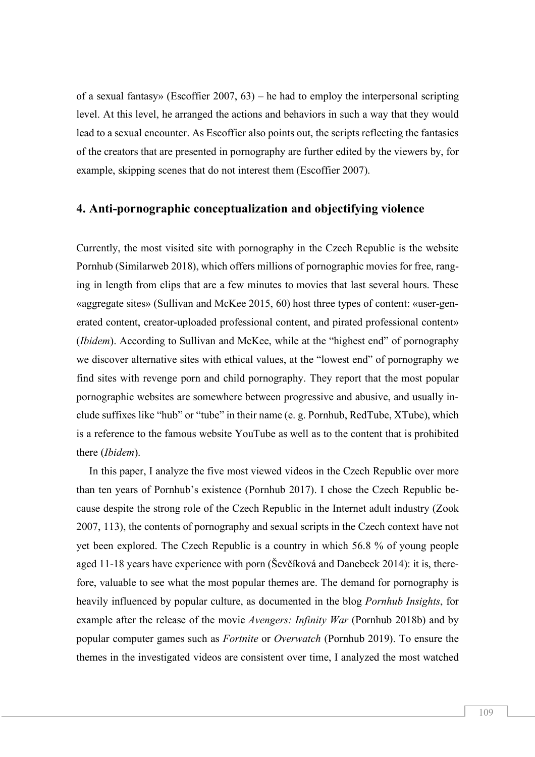of a sexual fantasy» (Escoffier 2007, 63) – he had to employ the interpersonal scripting level. At this level, he arranged the actions and behaviors in such a way that they would lead to a sexual encounter. As Escoffier also points out, the scripts reflecting the fantasies of the creators that are presented in pornography are further edited by the viewers by, for example, skipping scenes that do not interest them (Escoffier 2007).

## 4. Anti-pornographic conceptualization and objectifying violence

Currently, the most visited site with pornography in the Czech Republic is the website Pornhub (Similarweb 2018), which offers millions of pornographic movies for free, ranging in length from clips that are a few minutes to movies that last several hours. These «aggregate sites» (Sullivan and McKee 2015, 60) host three types of content: «user-generated content, creator-uploaded professional content, and pirated professional content» (*Ibidem*). According to Sullivan and McKee, while at the "highest end" of pornography we discover alternative sites with ethical values, at the "lowest end" of pornography we find sites with revenge porn and child pornography. They report that the most popular pornographic websites are somewhere between progressive and abusive, and usually include suffixes like "hub" or "tube" in their name (e. g. Pornhub, RedTube, XTube), which is a reference to the famous website YouTube as well as to the content that is prohibited there (*Ibidem*).

In this paper, I analyze the five most viewed videos in the Czech Republic over more than ten years of Pornhub's existence (Pornhub 2017). I chose the Czech Republic because despite the strong role of the Czech Republic in the Internet adult industry (Zook 2007, 113), the contents of pornography and sexual scripts in the Czech context have not yet been explored. The Czech Republic is a country in which 56.8 % of young people aged 11-18 years have experience with porn (Ševčíková and Danebeck 2014): it is, therefore, valuable to see what the most popular themes are. The demand for pornography is heavily influenced by popular culture, as documented in the blog *Pornhub Insights*, for example after the release of the movie *Avengers: Infinity War* (Pornhub 2018b) and by popular computer games such as *Fortnite* or *Overwatch* (Pornhub 2019). To ensure the themes in the investigated videos are consistent over time, I analyzed the most watched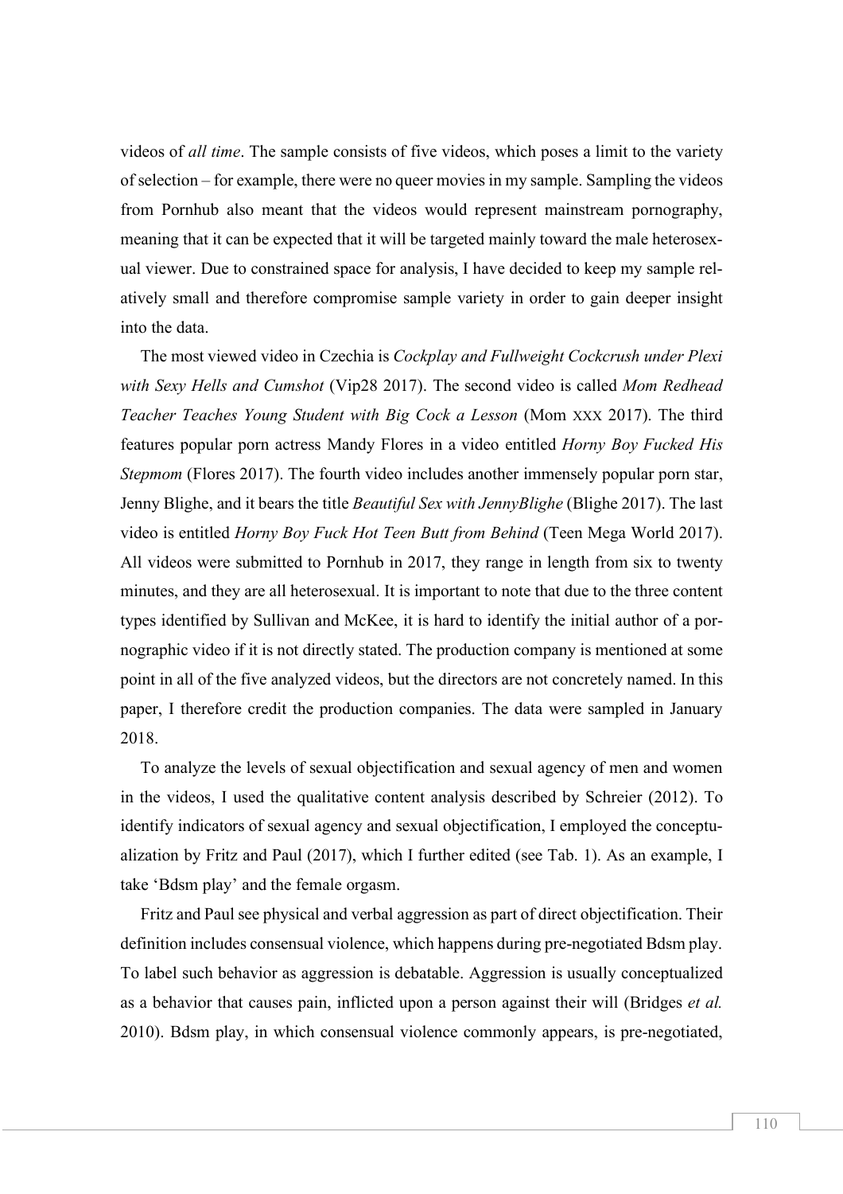videos of *all time*. The sample consists of five videos, which poses a limit to the variety of selection – for example, there were no queer movies in my sample. Sampling the videos from Pornhub also meant that the videos would represent mainstream pornography, meaning that it can be expected that it will be targeted mainly toward the male heterosexual viewer. Due to constrained space for analysis, I have decided to keep my sample relatively small and therefore compromise sample variety in order to gain deeper insight into the data.

The most viewed video in Czechia is *Cockplay and Fullweight Cockcrush under Plexi with Sexy Hells and Cumshot* (Vip28 2017). The second video is called *Mom Redhead Teacher Teaches Young Student with Big Cock a Lesson* (Mom XXX 2017). The third features popular porn actress Mandy Flores in a video entitled *Horny Boy Fucked His Stepmom* (Flores 2017). The fourth video includes another immensely popular porn star, Jenny Blighe, and it bears the title *Beautiful Sex with JennyBlighe* (Blighe 2017). The last video is entitled *Horny Boy Fuck Hot Teen Butt from Behind* (Teen Mega World 2017). All videos were submitted to Pornhub in 2017, they range in length from six to twenty minutes, and they are all heterosexual. It is important to note that due to the three content types identified by Sullivan and McKee, it is hard to identify the initial author of a pornographic video if it is not directly stated. The production company is mentioned at some point in all of the five analyzed videos, but the directors are not concretely named. In this paper, I therefore credit the production companies. The data were sampled in January 2018.

To analyze the levels of sexual objectification and sexual agency of men and women in the videos, I used the qualitative content analysis described by Schreier (2012). To identify indicators of sexual agency and sexual objectification, I employed the conceptualization by Fritz and Paul (2017), which I further edited (see Tab. 1). As an example, I take 'Bdsm play' and the female orgasm.

Fritz and Paul see physical and verbal aggression as part of direct objectification. Their definition includes consensual violence, which happens during pre-negotiated Bdsm play. To label such behavior as aggression is debatable. Aggression is usually conceptualized as a behavior that causes pain, inflicted upon a person against their will (Bridges *et al.* 2010). Bdsm play, in which consensual violence commonly appears, is pre-negotiated,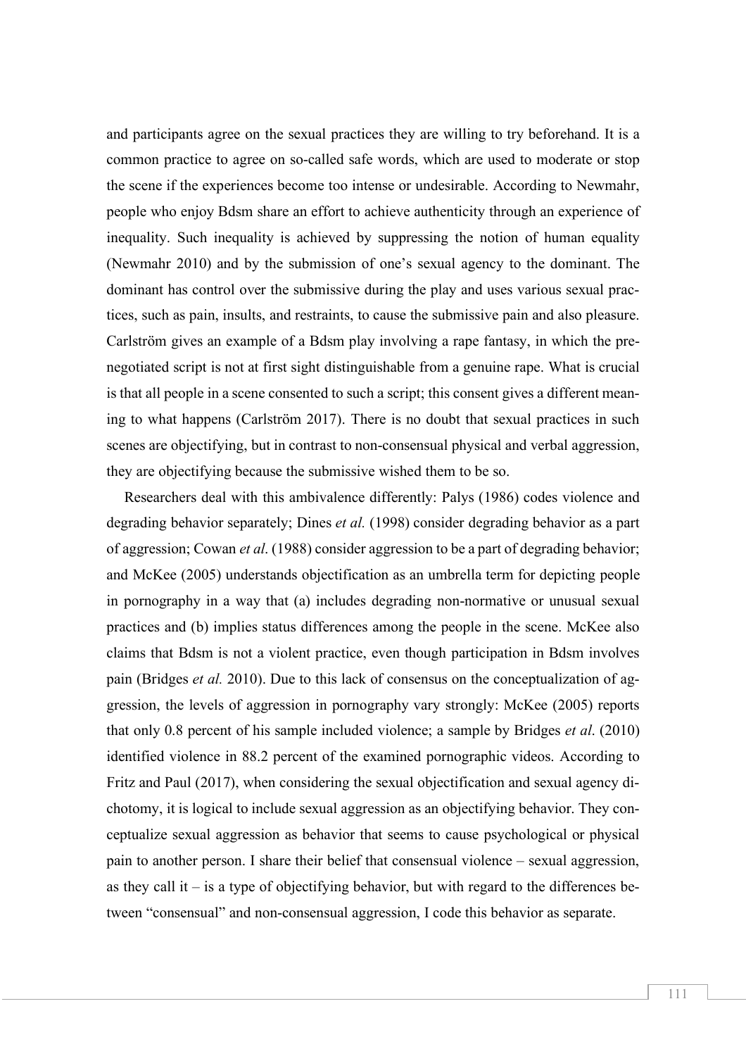and participants agree on the sexual practices they are willing to try beforehand. It is a common practice to agree on so-called safe words, which are used to moderate or stop the scene if the experiences become too intense or undesirable. According to Newmahr, people who enjoy Bdsm share an effort to achieve authenticity through an experience of inequality. Such inequality is achieved by suppressing the notion of human equality (Newmahr 2010) and by the submission of one's sexual agency to the dominant. The dominant has control over the submissive during the play and uses various sexual practices, such as pain, insults, and restraints, to cause the submissive pain and also pleasure. Carlström gives an example of a Bdsm play involving a rape fantasy, in which the pre-negotiated script is not at first sight distinguishable from a genuine rape. What is crucial is that all people in a scene consented to such a script; this consent gives a different meaning to what happens (Carlström 2017). There is no doubt that sexual practices in such scenes are objectifying, but in contrast to non-consensual physical and verbal aggression, they are objectifying because the submissive wished them to be so.

Researchers deal with this ambivalence differently: Palys (1986) codes violence and degrading behavior separately; Dines *et al.* (1998) consider degrading behavior as a part of aggression; Cowan *et al*. (1988) consider aggression to be a part of degrading behavior; and McKee (2005) understands objectification as an umbrella term for depicting people in pornography in a way that (a) includes degrading non-normative or unusual sexual practices and (b) implies status differences among the people in the scene. McKee also claims that Bdsm is not a violent practice, even though participation in Bdsm involves pain (Bridges *et al.* 2010). Due to this lack of consensus on the conceptualization of aggression, the levels of aggression in pornography vary strongly: McKee (2005) reports that only 0.8 percent of his sample included violence; a sample by Bridges *et al*. (2010) identified violence in 88.2 percent of the examined pornographic videos. According to Fritz and Paul (2017), when considering the sexual objectification and sexual agency dichotomy, it is logical to include sexual aggression as an objectifying behavior. They conceptualize sexual aggression as behavior that seems to cause psychological or physical pain to another person. I share their belief that consensual violence – sexual aggression, as they call it – is a type of objectifying behavior, but with regard to the differences between "consensual" and non-consensual aggression, I code this behavior as separate.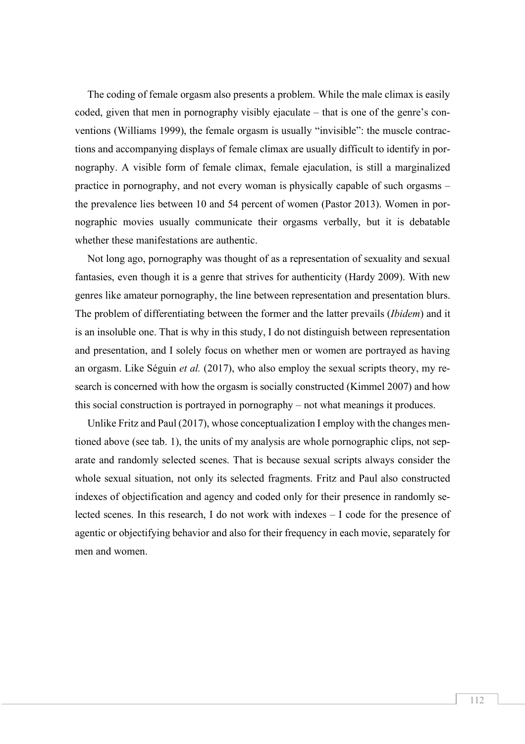The coding of female orgasm also presents a problem. While the male climax is easily coded, given that men in pornography visibly ejaculate – that is one of the genre's conventions (Williams 1999), the female orgasm is usually "invisible": the muscle contractions and accompanying displays of female climax are usually difficult to identify in pornography. A visible form of female climax, female ejaculation, is still a marginalized practice in pornography, and not every woman is physically capable of such orgasms – the prevalence lies between 10 and 54 percent of women (Pastor 2013). Women in pornographic movies usually communicate their orgasms verbally, but it is debatable whether these manifestations are authentic.

Not long ago, pornography was thought of as a representation of sexuality and sexual fantasies, even though it is a genre that strives for authenticity (Hardy 2009). With new genres like amateur pornography, the line between representation and presentation blurs. The problem of differentiating between the former and the latter prevails (*Ibidem*) and it is an insoluble one. That is why in this study, I do not distinguish between representation and presentation, and I solely focus on whether men or women are portrayed as having an orgasm. Like Séguin *et al.* (2017), who also employ the sexual scripts theory, my research is concerned with how the orgasm is socially constructed (Kimmel 2007) and how this social construction is portrayed in pornography – not what meanings it produces.

Unlike Fritz and Paul (2017), whose conceptualization I employ with the changes mentioned above (see tab. 1), the units of my analysis are whole pornographic clips, not separate and randomly selected scenes. That is because sexual scripts always consider the whole sexual situation, not only its selected fragments. Fritz and Paul also constructed indexes of objectification and agency and coded only for their presence in randomly selected scenes. In this research, I do not work with indexes – I code for the presence of agentic or objectifying behavior and also for their frequency in each movie, separately for men and women.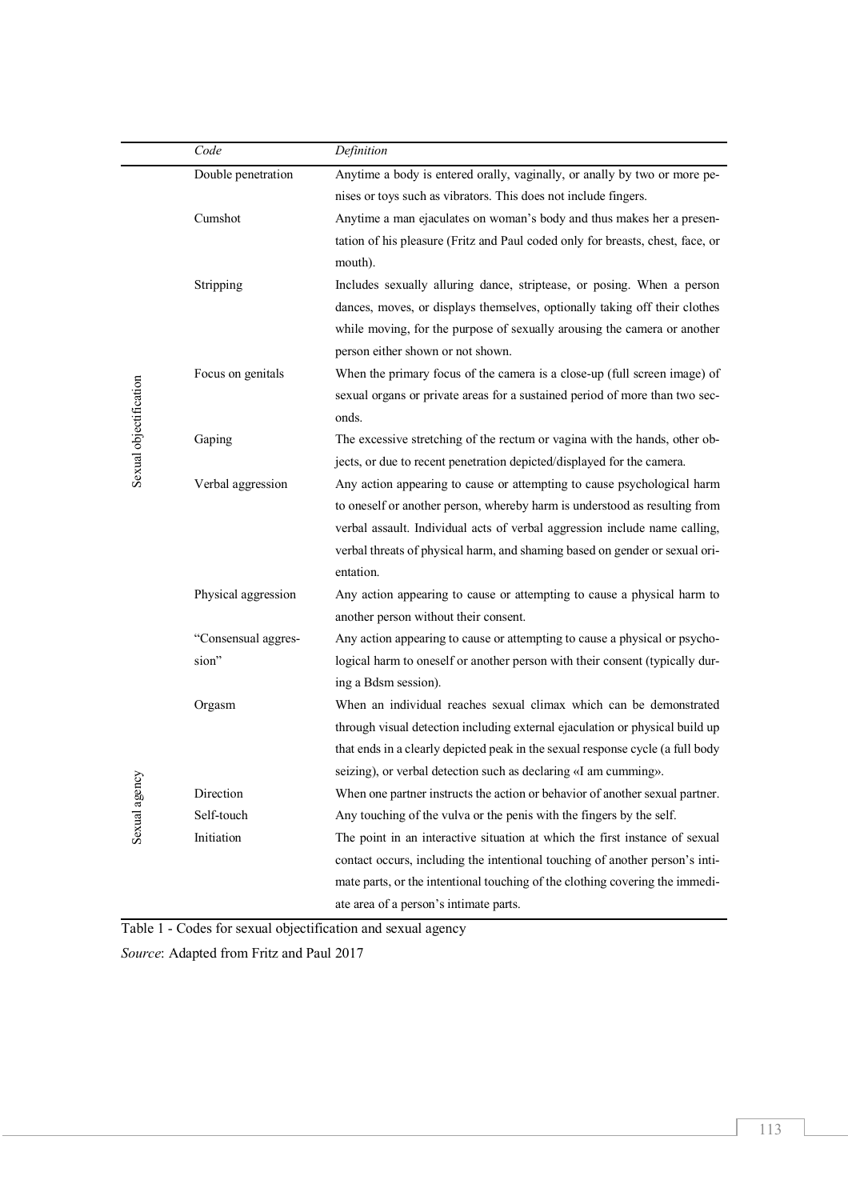| | Code | Definition |
|---|---|---|
| Sexual objectification | Double penetration | Anytime a body is entered orally, vaginally, or anally by two or more penises or toys such as vibrators. This does not include fingers. |
| | Cumshot | Anytime a man ejaculates on woman's body and thus makes her a presentation of his pleasure (Fritz and Paul coded only for breasts, chest, face, or mouth). |
| | Stripping | Includes sexually alluring dance, striptease, or posing. When a person dances, moves, or displays themselves, optionally taking off their clothes while moving, for the purpose of sexually arousing the camera or another person either shown or not shown. |
| | Focus on genitals | When the primary focus of the camera is a close-up (full screen image) of sexual organs or private areas for a sustained period of more than two seconds. |
| | Gaping | The excessive stretching of the rectum or vagina with the hands, other objects, or due to recent penetration depicted/displayed for the camera. |
| | Verbal aggression | Any action appearing to cause or attempting to cause psychological harm to oneself or another person, whereby harm is understood as resulting from verbal assault. Individual acts of verbal aggression include name calling, verbal threats of physical harm, and shaming based on gender or sexual orientation. |
| | Physical aggression | Any action appearing to cause or attempting to cause a physical harm to another person without their consent. |
| | "Consensual aggression" | Any action appearing to cause or attempting to cause a physical or psychological harm to oneself or another person with their consent (typically during a Bdsm session). |
| Sexual agency | Orgasm | When an individual reaches sexual climax which can be demonstrated through visual detection including external ejaculation or physical build up that ends in a clearly depicted peak in the sexual response cycle (a full body seizing), or verbal detection such as declaring «I am cumming». |
| | Direction | When one partner instructs the action or behavior of another sexual partner. |
| | Self-touch | Any touching of the vulva or the penis with the fingers by the self. |
| | Initiation | The point in an interactive situation at which the first instance of sexual contact occurs, including the intentional touching of another person's intimate parts, or the intentional touching of the clothing covering the immediate area of a person's intimate parts. |

Table 1 - Codes for sexual objectification and sexual agency

*Source*: Adapted from Fritz and Paul 2017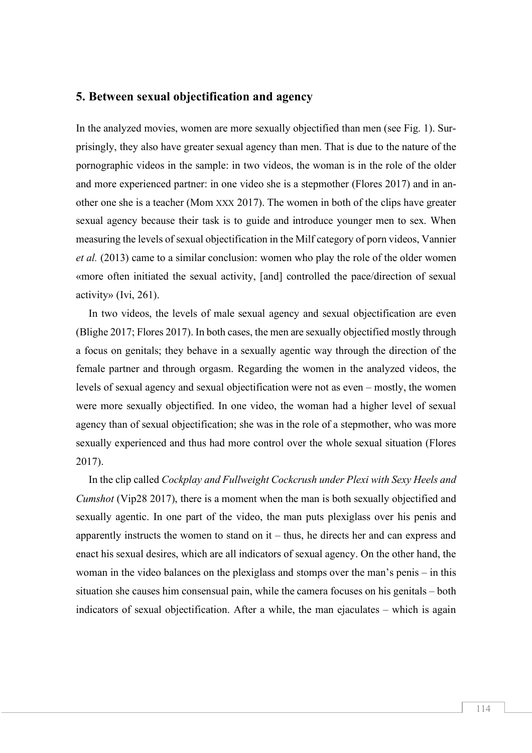## 5. Between sexual objectification and agency

In the analyzed movies, women are more sexually objectified than men (see Fig. 1). Surprisingly, they also have greater sexual agency than men. That is due to the nature of the pornographic videos in the sample: in two videos, the woman is in the role of the older and more experienced partner: in one video she is a stepmother (Flores 2017) and in another one she is a teacher (Mom XXX 2017). The women in both of the clips have greater sexual agency because their task is to guide and introduce younger men to sex. When measuring the levels of sexual objectification in the Milf category of porn videos, Vannier *et al.* (2013) came to a similar conclusion: women who play the role of the older women «more often initiated the sexual activity, [and] controlled the pace/direction of sexual activity» (Ivi, 261).

In two videos, the levels of male sexual agency and sexual objectification are even (Blighe 2017; Flores 2017). In both cases, the men are sexually objectified mostly through a focus on genitals; they behave in a sexually agentic way through the direction of the female partner and through orgasm. Regarding the women in the analyzed videos, the levels of sexual agency and sexual objectification were not as even – mostly, the women were more sexually objectified. In one video, the woman had a higher level of sexual agency than of sexual objectification; she was in the role of a stepmother, who was more sexually experienced and thus had more control over the whole sexual situation (Flores 2017).

In the clip called *Cockplay and Fullweight Cockcrush under Plexi with Sexy Heels and Cumshot* (Vip28 2017), there is a moment when the man is both sexually objectified and sexually agentic. In one part of the video, the man puts plexiglass over his penis and apparently instructs the women to stand on it – thus, he directs her and can express and enact his sexual desires, which are all indicators of sexual agency. On the other hand, the woman in the video balances on the plexiglass and stomps over the man's penis – in this situation she causes him consensual pain, while the camera focuses on his genitals – both indicators of sexual objectification. After a while, the man ejaculates – which is again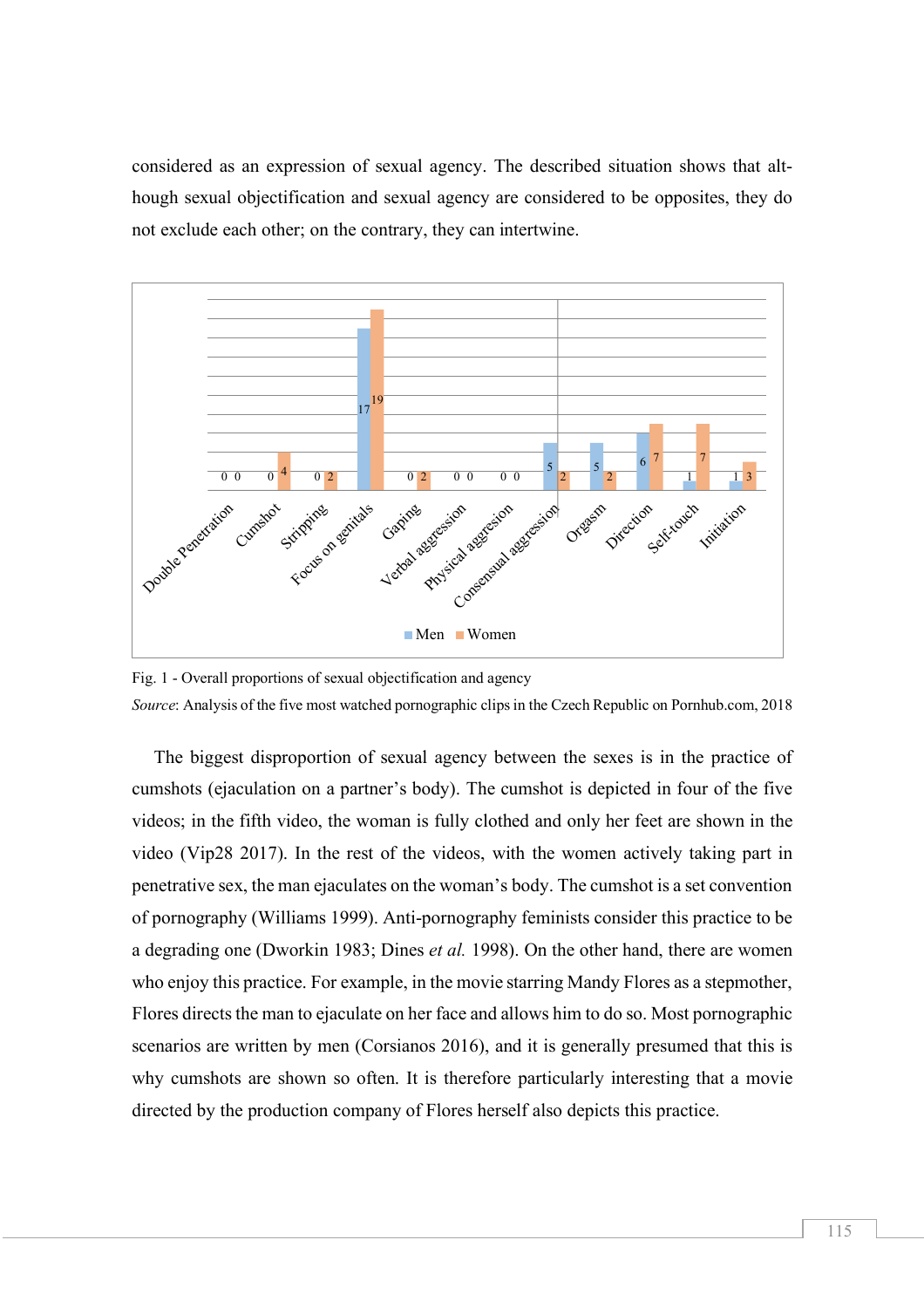considered as an expression of sexual agency. The described situation shows that although sexual objectification and sexual agency are considered to be opposites, they do not exclude each other; on the contrary, they can intertwine.

| | Men | Women |
|---|---|---|
| Double Penetration | 0 | 0 |
| Cumshot | 0 | 4 |
| Stripping | 0 | 2 |
| Focus on genitals | 17 | 19 |
| Gaping | 0 | 2 |
| Verbal aggression | 0 | 0 |
| Physical aggression | 0 | 0 |
| Consensual aggression | 5 | 2 |
| Orgasm | 5 | 2 |
| Direction | 6 | 7 |
| Self-touch | 1 | 7 |
| Initiation | 1 | 3 |

Fig. 1 - Overall proportions of sexual objectification and agency

*Source*: Analysis of the five most watched pornographic clips in the Czech Republic on Pornhub.com, 2018

The biggest disproportion of sexual agency between the sexes is in the practice of cumshots (ejaculation on a partner's body). The cumshot is depicted in four of the five videos; in the fifth video, the woman is fully clothed and only her feet are shown in the video (Vip28 2017). In the rest of the videos, with the women actively taking part in penetrative sex, the man ejaculates on the woman's body. The cumshot is a set convention of pornography (Williams 1999). Anti-pornography feminists consider this practice to be a degrading one (Dworkin 1983; Dines *et al.* 1998). On the other hand, there are women who enjoy this practice. For example, in the movie starring Mandy Flores as a stepmother, Flores directs the man to ejaculate on her face and allows him to do so. Most pornographic scenarios are written by men (Corsianos 2016), and it is generally presumed that this is why cumshots are shown so often. It is therefore particularly interesting that a movie directed by the production company of Flores herself also depicts this practice.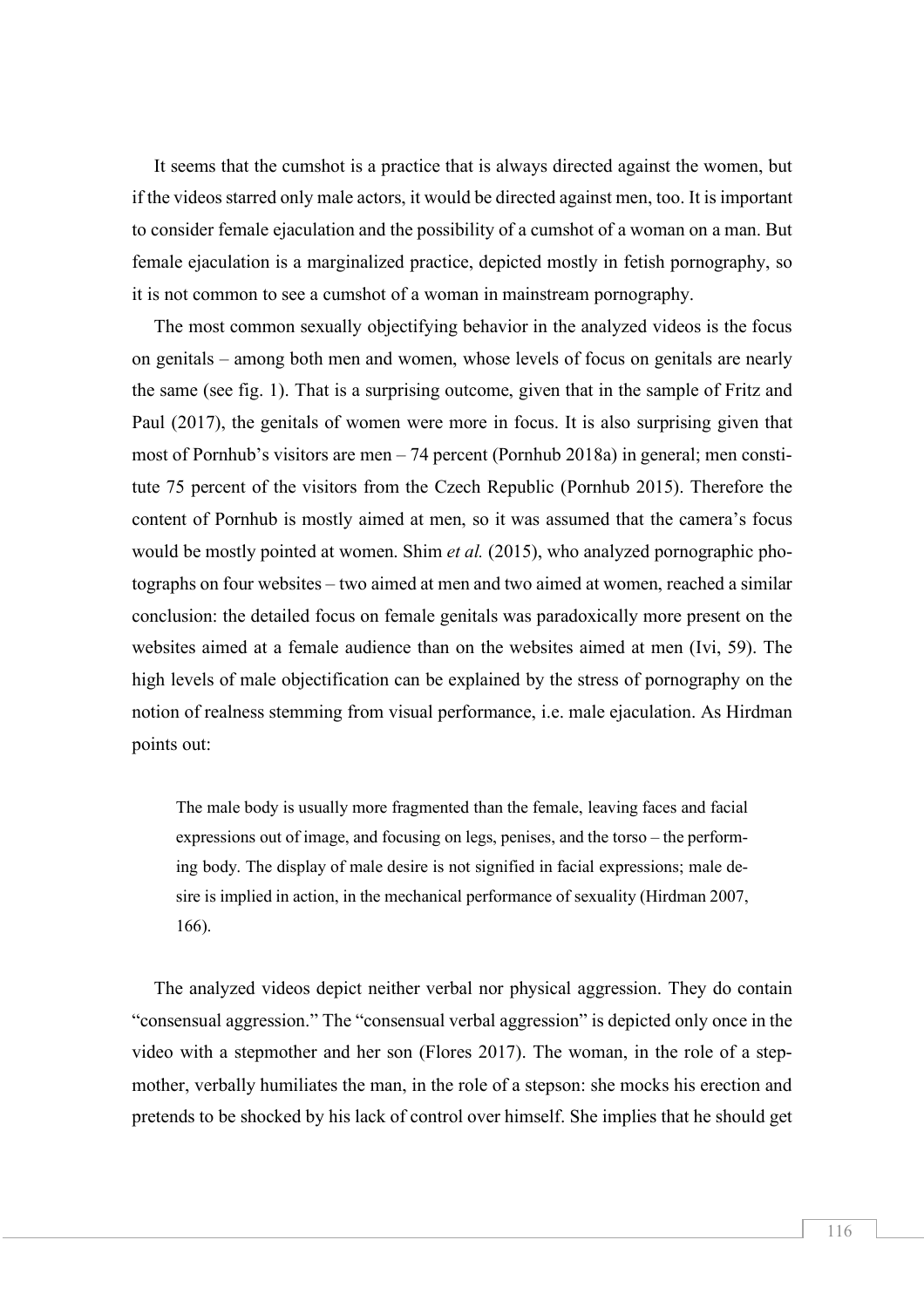It seems that the cumshot is a practice that is always directed against the women, but if the videos starred only male actors, it would be directed against men, too. It is important to consider female ejaculation and the possibility of a cumshot of a woman on a man. But female ejaculation is a marginalized practice, depicted mostly in fetish pornography, so it is not common to see a cumshot of a woman in mainstream pornography.

The most common sexually objectifying behavior in the analyzed videos is the focus on genitals – among both men and women, whose levels of focus on genitals are nearly the same (see fig. 1). That is a surprising outcome, given that in the sample of Fritz and Paul (2017), the genitals of women were more in focus. It is also surprising given that most of Pornhub's visitors are men – 74 percent (Pornhub 2018a) in general; men constitute 75 percent of the visitors from the Czech Republic (Pornhub 2015). Therefore the content of Pornhub is mostly aimed at men, so it was assumed that the camera's focus would be mostly pointed at women. Shim *et al.* (2015), who analyzed pornographic photographs on four websites – two aimed at men and two aimed at women, reached a similar conclusion: the detailed focus on female genitals was paradoxically more present on the websites aimed at a female audience than on the websites aimed at men (Ivi, 59). The high levels of male objectification can be explained by the stress of pornography on the notion of realness stemming from visual performance, i.e. male ejaculation. As Hirdman points out:

> The male body is usually more fragmented than the female, leaving faces and facial expressions out of image, and focusing on legs, penises, and the torso – the performing body. The display of male desire is not signified in facial expressions; male desire is implied in action, in the mechanical performance of sexuality (Hirdman 2007, 166).

The analyzed videos depict neither verbal nor physical aggression. They do contain "consensual aggression." The "consensual verbal aggression" is depicted only once in the video with a stepmother and her son (Flores 2017). The woman, in the role of a stepmother, verbally humiliates the man, in the role of a stepson: she mocks his erection and pretends to be shocked by his lack of control over himself. She implies that he should get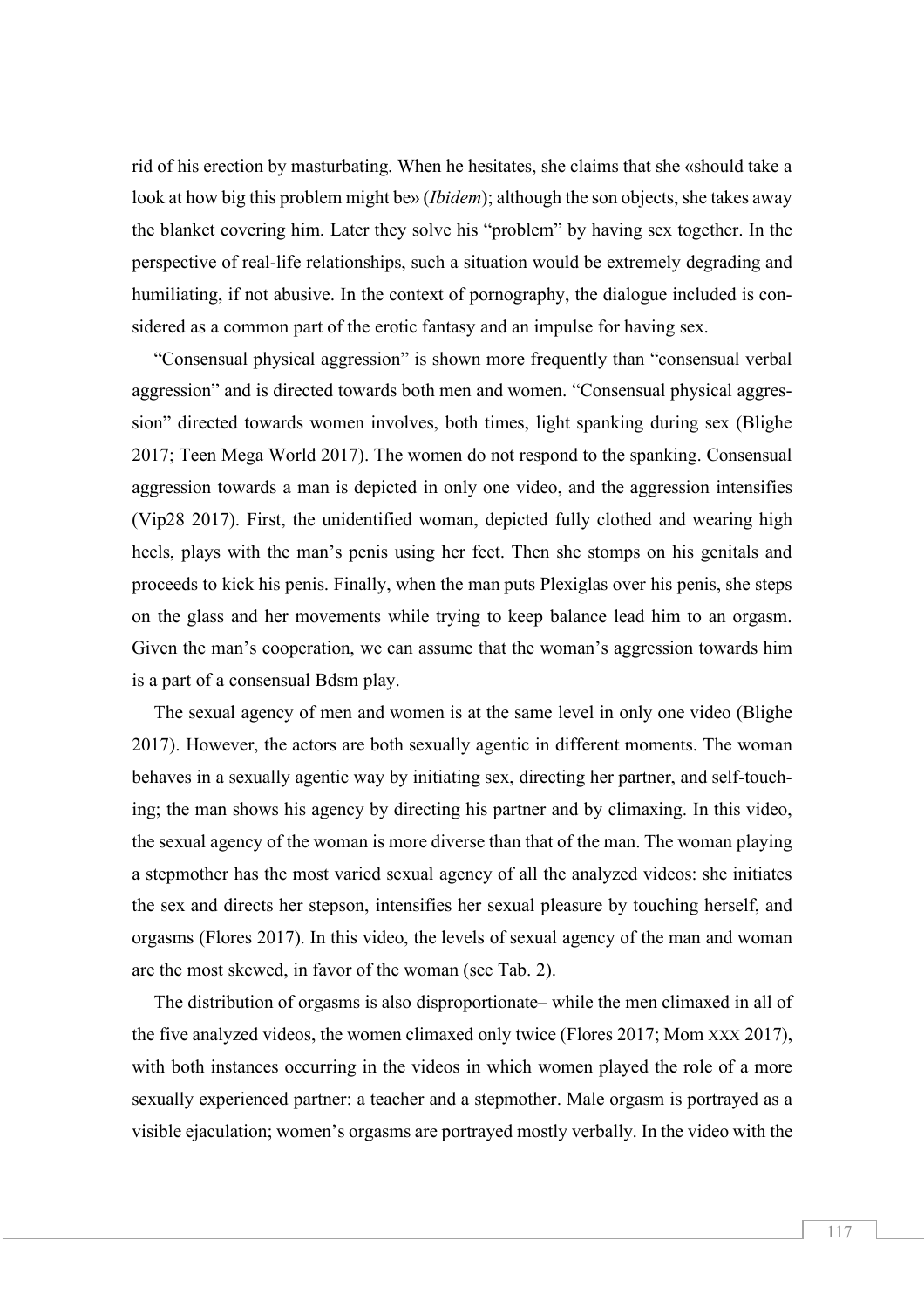rid of his erection by masturbating. When he hesitates, she claims that she «should take a look at how big this problem might be» (*Ibidem*); although the son objects, she takes away the blanket covering him. Later they solve his "problem" by having sex together. In the perspective of real-life relationships, such a situation would be extremely degrading and humiliating, if not abusive. In the context of pornography, the dialogue included is considered as a common part of the erotic fantasy and an impulse for having sex.

"Consensual physical aggression" is shown more frequently than "consensual verbal aggression" and is directed towards both men and women. "Consensual physical aggression" directed towards women involves, both times, light spanking during sex (Blighe 2017; Teen Mega World 2017). The women do not respond to the spanking. Consensual aggression towards a man is depicted in only one video, and the aggression intensifies (Vip28 2017). First, the unidentified woman, depicted fully clothed and wearing high heels, plays with the man's penis using her feet. Then she stomps on his genitals and proceeds to kick his penis. Finally, when the man puts Plexiglas over his penis, she steps on the glass and her movements while trying to keep balance lead him to an orgasm. Given the man's cooperation, we can assume that the woman's aggression towards him is a part of a consensual Bdsm play.

The sexual agency of men and women is at the same level in only one video (Blighe 2017). However, the actors are both sexually agentic in different moments. The woman behaves in a sexually agentic way by initiating sex, directing her partner, and self-touching; the man shows his agency by directing his partner and by climaxing. In this video, the sexual agency of the woman is more diverse than that of the man. The woman playing a stepmother has the most varied sexual agency of all the analyzed videos: she initiates the sex and directs her stepson, intensifies her sexual pleasure by touching herself, and orgasms (Flores 2017). In this video, the levels of sexual agency of the man and woman are the most skewed, in favor of the woman (see Tab. 2).

The distribution of orgasms is also disproportionate– while the men climaxed in all of the five analyzed videos, the women climaxed only twice (Flores 2017; Mom XXX 2017), with both instances occurring in the videos in which women played the role of a more sexually experienced partner: a teacher and a stepmother. Male orgasm is portrayed as a visible ejaculation; women's orgasms are portrayed mostly verbally. In the video with the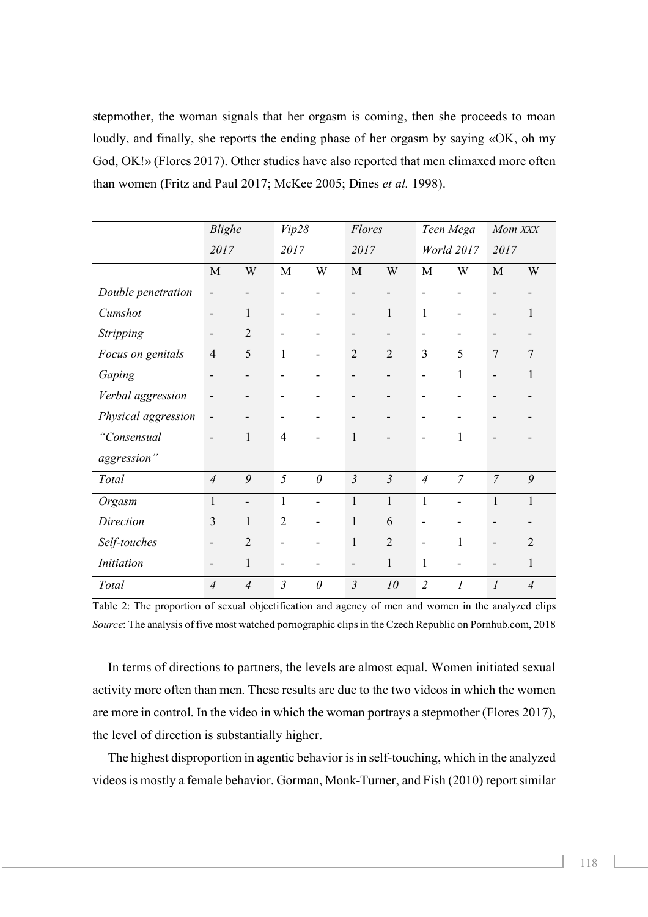stepmother, the woman signals that her orgasm is coming, then she proceeds to moan loudly, and finally, she reports the ending phase of her orgasm by saying «OK, oh my God, OK!» (Flores 2017). Other studies have also reported that men climaxed more often than women (Fritz and Paul 2017; McKee 2005; Dines *et al.* 1998).

| | *Blighe 2017* | | *Vip28 2017* | | *Flores 2017* | | *Teen Mega World 2017* | | *Mom XXX 2017* | |
|---|---|---|---|---|---|---|---|---|---|---|
| | M | W | M | W | M | W | M | W | M | W |
| *Double penetration* | - | - | - | - | - | - | - | - | - | - |
| *Cumshot* | - | 1 | - | - | - | 1 | 1 | - | - | 1 |
| *Stripping* | - | 2 | - | - | - | - | - | - | - | - |
| *Focus on genitals* | 4 | 5 | 1 | - | 2 | 2 | 3 | 5 | 7 | 7 |
| *Gaping* | - | - | - | - | - | - | - | 1 | - | 1 |
| *Verbal aggression* | - | - | - | - | - | - | - | - | - | - |
| *Physical aggression* | - | - | - | - | - | - | - | - | - | - |
| *"Consensual aggression"* | - | 1 | 4 | - | 1 | - | - | 1 | - | - |
| *Total* | *4* | *9* | *5* | *0* | *3* | *3* | *4* | *7* | *7* | *9* |
| *Orgasm* | 1 | - | 1 | - | 1 | 1 | 1 | - | 1 | 1 |
| *Direction* | 3 | 1 | 2 | - | 1 | 6 | - | - | - | - |
| *Self-touches* | - | 2 | - | - | 1 | 2 | - | 1 | - | 2 |
| *Initiation* | - | 1 | - | - | - | 1 | 1 | - | - | 1 |
| *Total* | *4* | *4* | *3* | *0* | *3* | *10* | *2* | *1* | *1* | *4* |

Table 2: The proportion of sexual objectification and agency of men and women in the analyzed clips
*Source*: The analysis of five most watched pornographic clips in the Czech Republic on Pornhub.com, 2018

In terms of directions to partners, the levels are almost equal. Women initiated sexual activity more often than men. These results are due to the two videos in which the women are more in control. In the video in which the woman portrays a stepmother (Flores 2017), the level of direction is substantially higher.

The highest disproportion in agentic behavior is in self-touching, which in the analyzed videos is mostly a female behavior. Gorman, Monk-Turner, and Fish (2010) report similar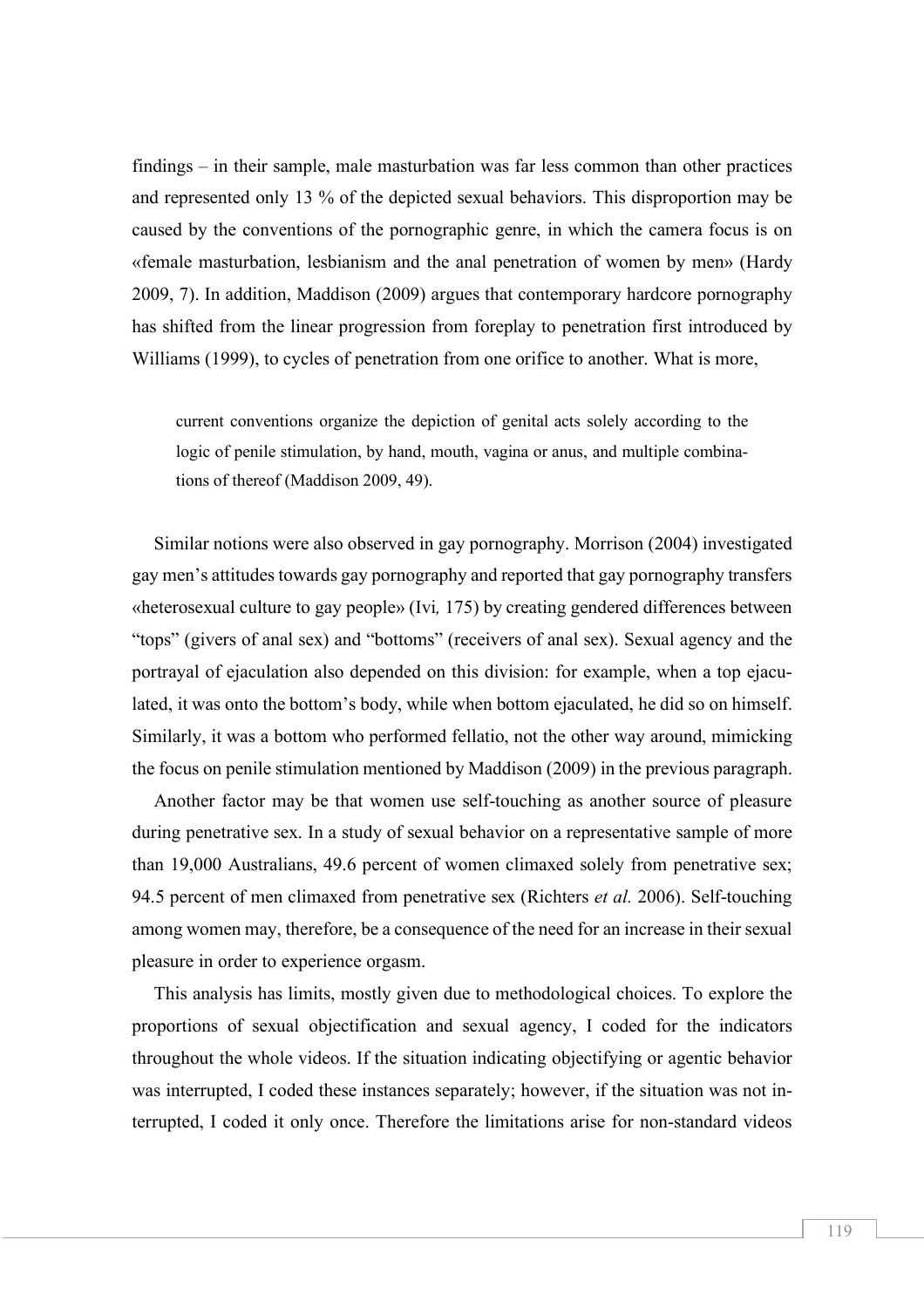findings – in their sample, male masturbation was far less common than other practices and represented only 13 % of the depicted sexual behaviors. This disproportion may be caused by the conventions of the pornographic genre, in which the camera focus is on «female masturbation, lesbianism and the anal penetration of women by men» (Hardy 2009, 7). In addition, Maddison (2009) argues that contemporary hardcore pornography has shifted from the linear progression from foreplay to penetration first introduced by Williams (1999), to cycles of penetration from one orifice to another. What is more,

> current conventions organize the depiction of genital acts solely according to the logic of penile stimulation, by hand, mouth, vagina or anus, and multiple combinations of thereof (Maddison 2009, 49).

Similar notions were also observed in gay pornography. Morrison (2004) investigated gay men's attitudes towards gay pornography and reported that gay pornography transfers «heterosexual culture to gay people» (Ivi*,* 175) by creating gendered differences between "tops" (givers of anal sex) and "bottoms" (receivers of anal sex). Sexual agency and the portrayal of ejaculation also depended on this division: for example, when a top ejaculated, it was onto the bottom's body, while when bottom ejaculated, he did so on himself. Similarly, it was a bottom who performed fellatio, not the other way around, mimicking the focus on penile stimulation mentioned by Maddison (2009) in the previous paragraph.

Another factor may be that women use self-touching as another source of pleasure during penetrative sex. In a study of sexual behavior on a representative sample of more than 19,000 Australians, 49.6 percent of women climaxed solely from penetrative sex; 94.5 percent of men climaxed from penetrative sex (Richters *et al.* 2006). Self-touching among women may, therefore, be a consequence of the need for an increase in their sexual pleasure in order to experience orgasm.

This analysis has limits, mostly given due to methodological choices. To explore the proportions of sexual objectification and sexual agency, I coded for the indicators throughout the whole videos. If the situation indicating objectifying or agentic behavior was interrupted, I coded these instances separately; however, if the situation was not interrupted, I coded it only once. Therefore the limitations arise for non-standard videos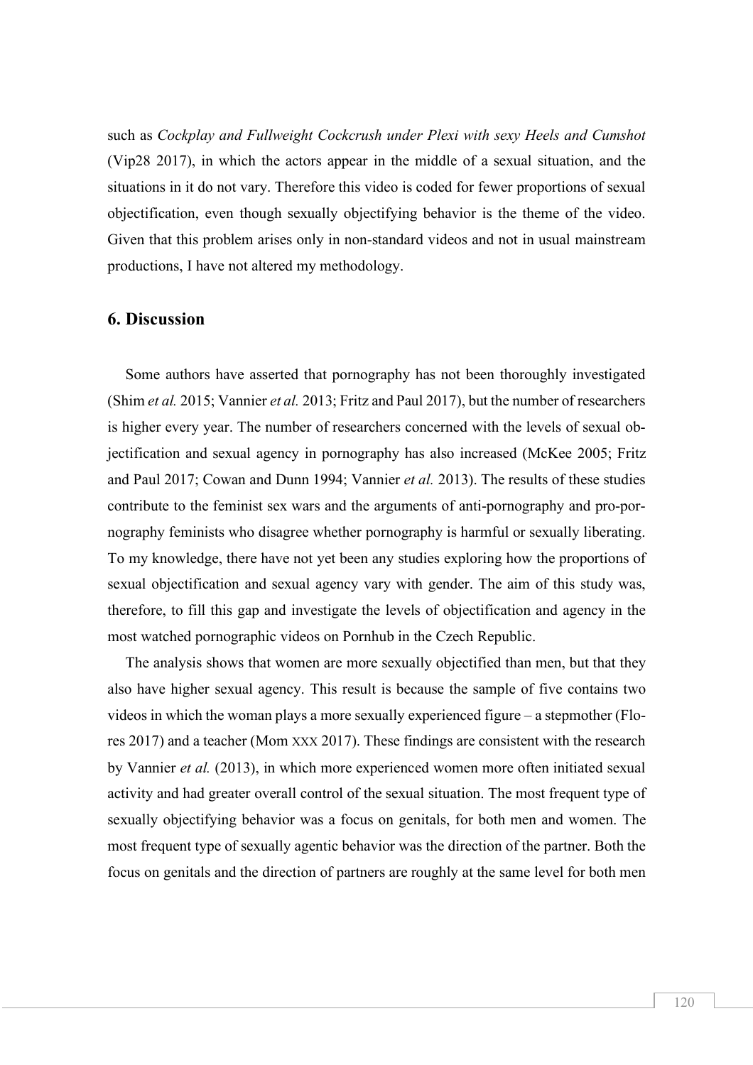such as *Cockplay and Fullweight Cockcrush under Plexi with sexy Heels and Cumshot* (Vip28 2017), in which the actors appear in the middle of a sexual situation, and the situations in it do not vary. Therefore this video is coded for fewer proportions of sexual objectification, even though sexually objectifying behavior is the theme of the video. Given that this problem arises only in non-standard videos and not in usual mainstream productions, I have not altered my methodology.

## 6. Discussion

Some authors have asserted that pornography has not been thoroughly investigated (Shim *et al.* 2015; Vannier *et al.* 2013; Fritz and Paul 2017), but the number of researchers is higher every year. The number of researchers concerned with the levels of sexual objectification and sexual agency in pornography has also increased (McKee 2005; Fritz and Paul 2017; Cowan and Dunn 1994; Vannier *et al.* 2013). The results of these studies contribute to the feminist sex wars and the arguments of anti-pornography and pro-pornography feminists who disagree whether pornography is harmful or sexually liberating. To my knowledge, there have not yet been any studies exploring how the proportions of sexual objectification and sexual agency vary with gender. The aim of this study was, therefore, to fill this gap and investigate the levels of objectification and agency in the most watched pornographic videos on Pornhub in the Czech Republic.

The analysis shows that women are more sexually objectified than men, but that they also have higher sexual agency. This result is because the sample of five contains two videos in which the woman plays a more sexually experienced figure – a stepmother (Flores 2017) and a teacher (Mom XXX 2017). These findings are consistent with the research by Vannier *et al.* (2013), in which more experienced women more often initiated sexual activity and had greater overall control of the sexual situation. The most frequent type of sexually objectifying behavior was a focus on genitals, for both men and women. The most frequent type of sexually agentic behavior was the direction of the partner. Both the focus on genitals and the direction of partners are roughly at the same level for both men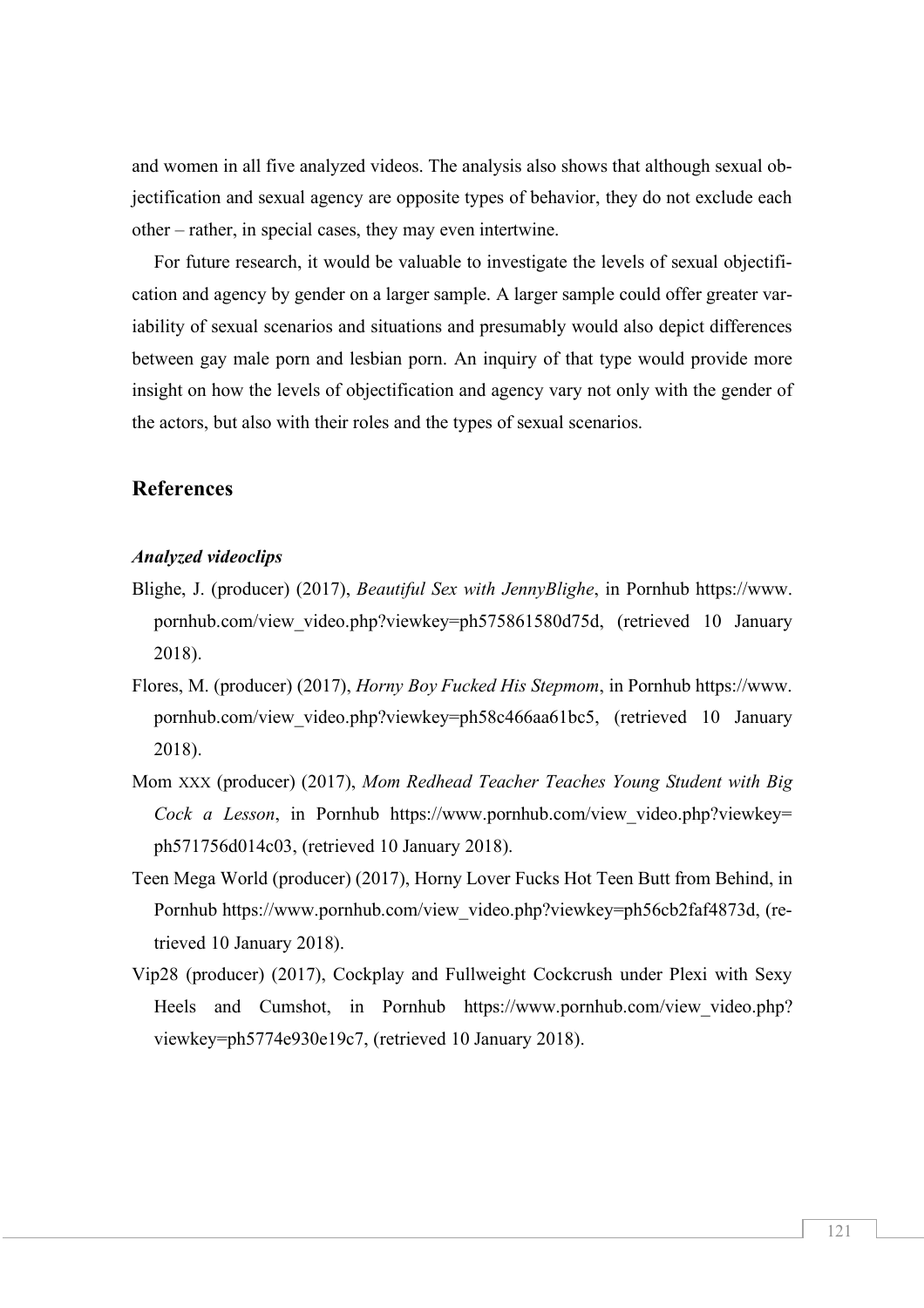and women in all five analyzed videos. The analysis also shows that although sexual objectification and sexual agency are opposite types of behavior, they do not exclude each other – rather, in special cases, they may even intertwine.

For future research, it would be valuable to investigate the levels of sexual objectification and agency by gender on a larger sample. A larger sample could offer greater variability of sexual scenarios and situations and presumably would also depict differences between gay male porn and lesbian porn. An inquiry of that type would provide more insight on how the levels of objectification and agency vary not only with the gender of the actors, but also with their roles and the types of sexual scenarios.

## References

### *Analyzed videoclips*

Blighe, J. (producer) (2017), *Beautiful Sex with JennyBlighe*, in Pornhub https://www.pornhub.com/view_video.php?viewkey=ph575861580d75d, (retrieved 10 January 2018).

Flores, M. (producer) (2017), *Horny Boy Fucked His Stepmom*, in Pornhub https://www.pornhub.com/view_video.php?viewkey=ph58c466aa61bc5, (retrieved 10 January 2018).

Mom XXX (producer) (2017), *Mom Redhead Teacher Teaches Young Student with Big Cock a Lesson*, in Pornhub https://www.pornhub.com/view_video.php?viewkey=ph571756d014c03, (retrieved 10 January 2018).

Teen Mega World (producer) (2017), Horny Lover Fucks Hot Teen Butt from Behind, in Pornhub https://www.pornhub.com/view_video.php?viewkey=ph56cb2faf4873d, (retrieved 10 January 2018).

Vip28 (producer) (2017), Cockplay and Fullweight Cockcrush under Plexi with Sexy Heels and Cumshot, in Pornhub https://www.pornhub.com/view_video.php?viewkey=ph5774e930e19c7, (retrieved 10 January 2018).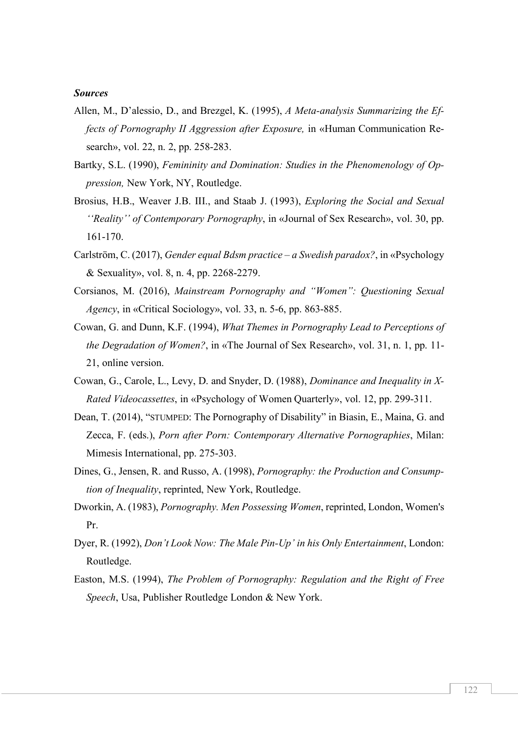***Sources***

Allen, M., D'alessio, D., and Brezgel, K. (1995), *A Meta-analysis Summarizing the Effects of Pornography II Aggression after Exposure,* in «Human Communication Research», vol. 22, n. 2, pp. 258-283.

Bartky, S.L. (1990), *Femininity and Domination: Studies in the Phenomenology of Oppression,* New York, NY, Routledge.

Brosius, H.B., Weaver J.B. III., and Staab J. (1993), *Exploring the Social and Sexual ''Reality'' of Contemporary Pornography*, in «Journal of Sex Research», vol. 30, pp. 161-170.

Carlström, C. (2017), *Gender equal Bdsm practice – a Swedish paradox?*, in «Psychology & Sexuality», vol. 8, n. 4, pp. 2268-2279.

Corsianos, M. (2016), *Mainstream Pornography and "Women": Questioning Sexual Agency*, in «Critical Sociology», vol. 33, n. 5-6, pp. 863-885.

Cowan, G. and Dunn, K.F. (1994), *What Themes in Pornography Lead to Perceptions of the Degradation of Women?*, in «The Journal of Sex Research», vol. 31, n. 1, pp. 11-21, online version.

Cowan, G., Carole, L., Levy, D. and Snyder, D. (1988), *Dominance and Inequality in X-Rated Videocassettes*, in «Psychology of Women Quarterly», vol. 12, pp. 299-311.

Dean, T. (2014), "STUMPED: The Pornography of Disability" in Biasin, E., Maina, G. and Zecca, F. (eds.), *Porn after Porn: Contemporary Alternative Pornographies*, Milan: Mimesis International, pp. 275-303.

Dines, G., Jensen, R. and Russo, A. (1998), *Pornography: the Production and Consumption of Inequality*, reprinted, New York, Routledge.

Dworkin, A. (1983), *Pornography. Men Possessing Women*, reprinted, London, Women's Pr.

Dyer, R. (1992), *Don't Look Now: The Male Pin-Up' in his Only Entertainment*, London: Routledge.

Easton, M.S. (1994), *The Problem of Pornography: Regulation and the Right of Free Speech*, Usa, Publisher Routledge London & New York.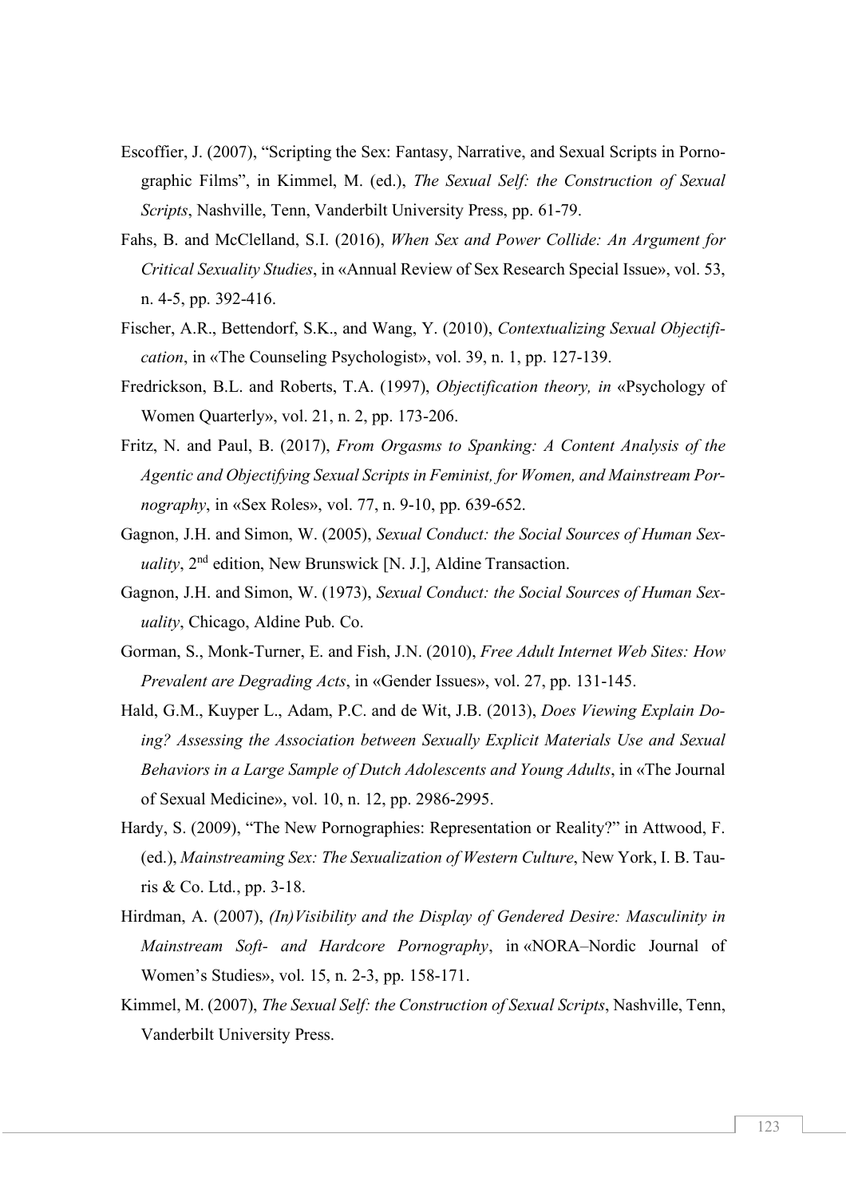Escoffier, J. (2007), “Scripting the Sex: Fantasy, Narrative, and Sexual Scripts in Pornographic Films”, in Kimmel, M. (ed.), *The Sexual Self: the Construction of Sexual Scripts*, Nashville, Tenn, Vanderbilt University Press, pp. 61-79.

Fahs, B. and McClelland, S.I. (2016), *When Sex and Power Collide: An Argument for Critical Sexuality Studies*, in «Annual Review of Sex Research Special Issue», vol. 53, n. 4-5, pp. 392-416.

Fischer, A.R., Bettendorf, S.K., and Wang, Y. (2010), *Contextualizing Sexual Objectification*, in «The Counseling Psychologist», vol. 39, n. 1, pp. 127-139.

Fredrickson, B.L. and Roberts, T.A. (1997), *Objectification theory, in* «Psychology of Women Quarterly», vol. 21, n. 2, pp. 173-206.

Fritz, N. and Paul, B. (2017), *From Orgasms to Spanking: A Content Analysis of the Agentic and Objectifying Sexual Scripts in Feminist, for Women, and Mainstream Pornography*, in «Sex Roles», vol. 77, n. 9-10, pp. 639-652.

Gagnon, J.H. and Simon, W. (2005), *Sexual Conduct: the Social Sources of Human Sexuality*, 2nd edition, New Brunswick [N. J.], Aldine Transaction.

Gagnon, J.H. and Simon, W. (1973), *Sexual Conduct: the Social Sources of Human Sexuality*, Chicago, Aldine Pub. Co.

Gorman, S., Monk-Turner, E. and Fish, J.N. (2010), *Free Adult Internet Web Sites: How Prevalent are Degrading Acts*, in «Gender Issues», vol. 27, pp. 131-145.

Hald, G.M., Kuyper L., Adam, P.C. and de Wit, J.B. (2013), *Does Viewing Explain Doing? Assessing the Association between Sexually Explicit Materials Use and Sexual Behaviors in a Large Sample of Dutch Adolescents and Young Adults*, in «The Journal of Sexual Medicine», vol. 10, n. 12, pp. 2986-2995.

Hardy, S. (2009), “The New Pornographies: Representation or Reality?” in Attwood, F. (ed.), *Mainstreaming Sex: The Sexualization of Western Culture*, New York, I. B. Tauris & Co. Ltd., pp. 3-18.

Hirdman, A. (2007), *(In)Visibility and the Display of Gendered Desire: Masculinity in Mainstream Soft- and Hardcore Pornography*, in «NORA–Nordic Journal of Women’s Studies», vol. 15, n. 2-3, pp. 158-171.

Kimmel, M. (2007), *The Sexual Self: the Construction of Sexual Scripts*, Nashville, Tenn, Vanderbilt University Press.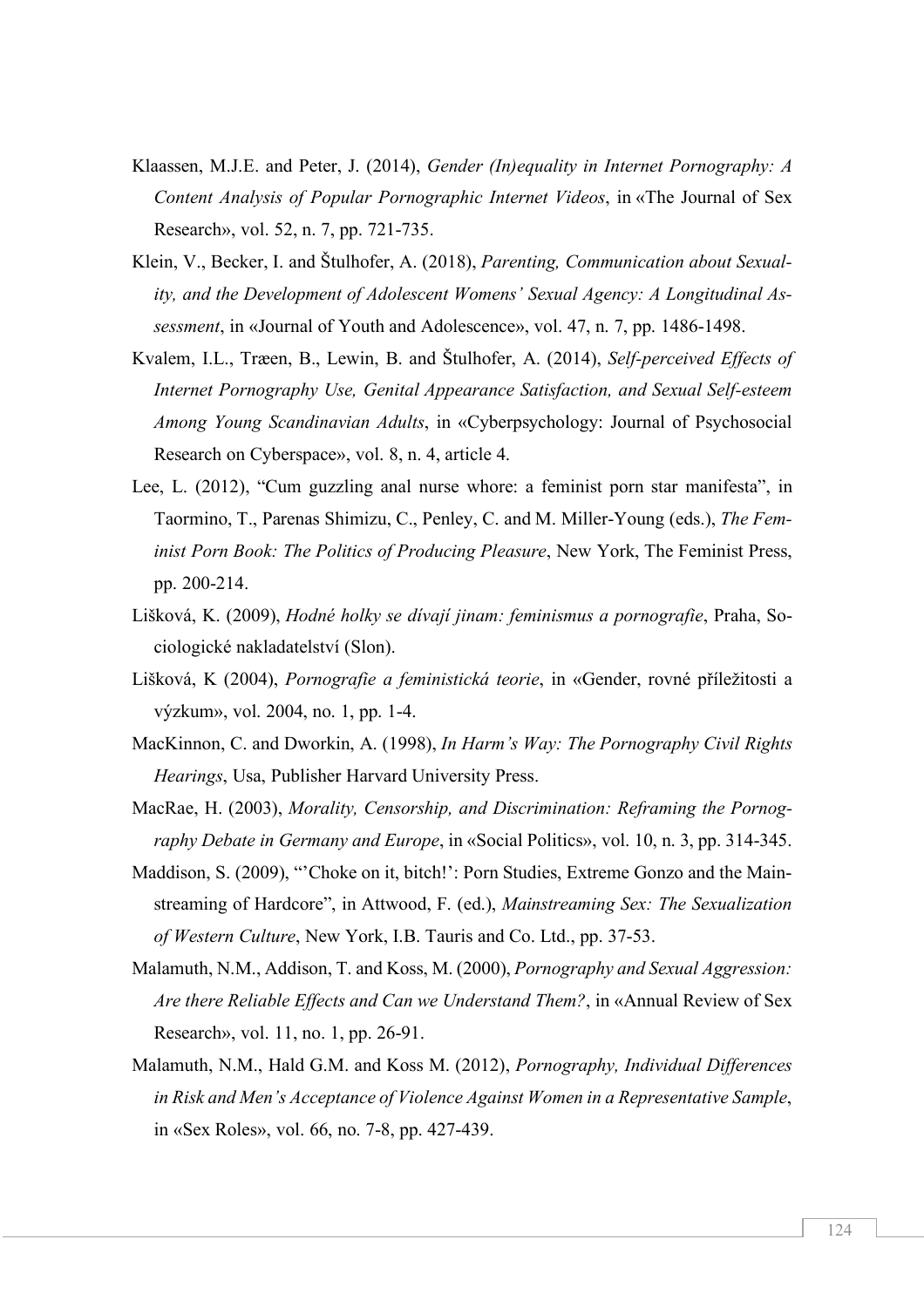Klaassen, M.J.E. and Peter, J. (2014), *Gender (In)equality in Internet Pornography: A Content Analysis of Popular Pornographic Internet Videos*, in «The Journal of Sex Research», vol. 52, n. 7, pp. 721-735.

Klein, V., Becker, I. and Štulhofer, A. (2018), *Parenting, Communication about Sexuality, and the Development of Adolescent Womens' Sexual Agency: A Longitudinal Assessment*, in «Journal of Youth and Adolescence», vol. 47, n. 7, pp. 1486-1498.

Kvalem, I.L., Træen, B., Lewin, B. and Štulhofer, A. (2014), *Self-perceived Effects of Internet Pornography Use, Genital Appearance Satisfaction, and Sexual Self-esteem Among Young Scandinavian Adults*, in «Cyberpsychology: Journal of Psychosocial Research on Cyberspace», vol. 8, n. 4, article 4.

Lee, L. (2012), "Cum guzzling anal nurse whore: a feminist porn star manifesta", in Taormino, T., Parenas Shimizu, C., Penley, C. and M. Miller-Young (eds.), *The Feminist Porn Book: The Politics of Producing Pleasure*, New York, The Feminist Press, pp. 200-214.

Lišková, K. (2009), *Hodné holky se dívají jinam: feminismus a pornografie*, Praha, Sociologické nakladatelství (Slon).

Lišková, K (2004), *Pornografie a feministická teorie*, in «Gender, rovné příležitosti a výzkum», vol. 2004, no. 1, pp. 1-4.

MacKinnon, C. and Dworkin, A. (1998), *In Harm's Way: The Pornography Civil Rights Hearings*, Usa, Publisher Harvard University Press.

MacRae, H. (2003), *Morality, Censorship, and Discrimination: Reframing the Pornography Debate in Germany and Europe*, in «Social Politics», vol. 10, n. 3, pp. 314-345.

Maddison, S. (2009), "'Choke on it, bitch!': Porn Studies, Extreme Gonzo and the Mainstreaming of Hardcore", in Attwood, F. (ed.), *Mainstreaming Sex: The Sexualization of Western Culture*, New York, I.B. Tauris and Co. Ltd., pp. 37-53.

Malamuth, N.M., Addison, T. and Koss, M. (2000), *Pornography and Sexual Aggression: Are there Reliable Effects and Can we Understand Them?*, in «Annual Review of Sex Research», vol. 11, no. 1, pp. 26-91.

Malamuth, N.M., Hald G.M. and Koss M. (2012), *Pornography, Individual Differences in Risk and Men's Acceptance of Violence Against Women in a Representative Sample*, in «Sex Roles», vol. 66, no. 7-8, pp. 427-439.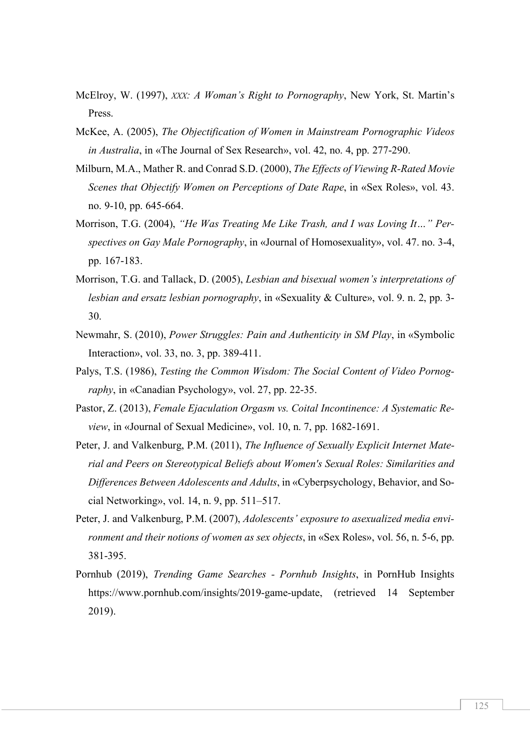McElroy, W. (1997), *XXX: A Woman's Right to Pornography*, New York, St. Martin's Press.

McKee, A. (2005), *The Objectification of Women in Mainstream Pornographic Videos in Australia*, in «The Journal of Sex Research», vol. 42, no. 4, pp. 277-290.

Milburn, M.A., Mather R. and Conrad S.D. (2000), *The Effects of Viewing R-Rated Movie Scenes that Objectify Women on Perceptions of Date Rape*, in «Sex Roles», vol. 43. no. 9-10, pp. 645-664.

Morrison, T.G. (2004), *"He Was Treating Me Like Trash, and I was Loving It…" Perspectives on Gay Male Pornography*, in «Journal of Homosexuality», vol. 47. no. 3-4, pp. 167-183.

Morrison, T.G. and Tallack, D. (2005), *Lesbian and bisexual women's interpretations of lesbian and ersatz lesbian pornography*, in «Sexuality & Culture», vol. 9. n. 2, pp. 3-30.

Newmahr, S. (2010), *Power Struggles: Pain and Authenticity in SM Play*, in «Symbolic Interaction», vol. 33, no. 3, pp. 389-411.

Palys, T.S. (1986), *Testing the Common Wisdom: The Social Content of Video Pornography*, in «Canadian Psychology», vol. 27, pp. 22-35.

Pastor, Z. (2013), *Female Ejaculation Orgasm vs. Coital Incontinence: A Systematic Review*, in «Journal of Sexual Medicine», vol. 10, n. 7, pp. 1682-1691.

Peter, J. and Valkenburg, P.M. (2011), *The Influence of Sexually Explicit Internet Material and Peers on Stereotypical Beliefs about Women's Sexual Roles: Similarities and Differences Between Adolescents and Adults*, in «Cyberpsychology, Behavior, and Social Networking», vol. 14, n. 9, pp. 511–517.

Peter, J. and Valkenburg, P.M. (2007), *Adolescents' exposure to asexualized media environment and their notions of women as sex objects*, in «Sex Roles», vol. 56, n. 5-6, pp. 381-395.

Pornhub (2019), *Trending Game Searches - Pornhub Insights*, in PornHub Insights https://www.pornhub.com/insights/2019-game-update, (retrieved 14 September 2019).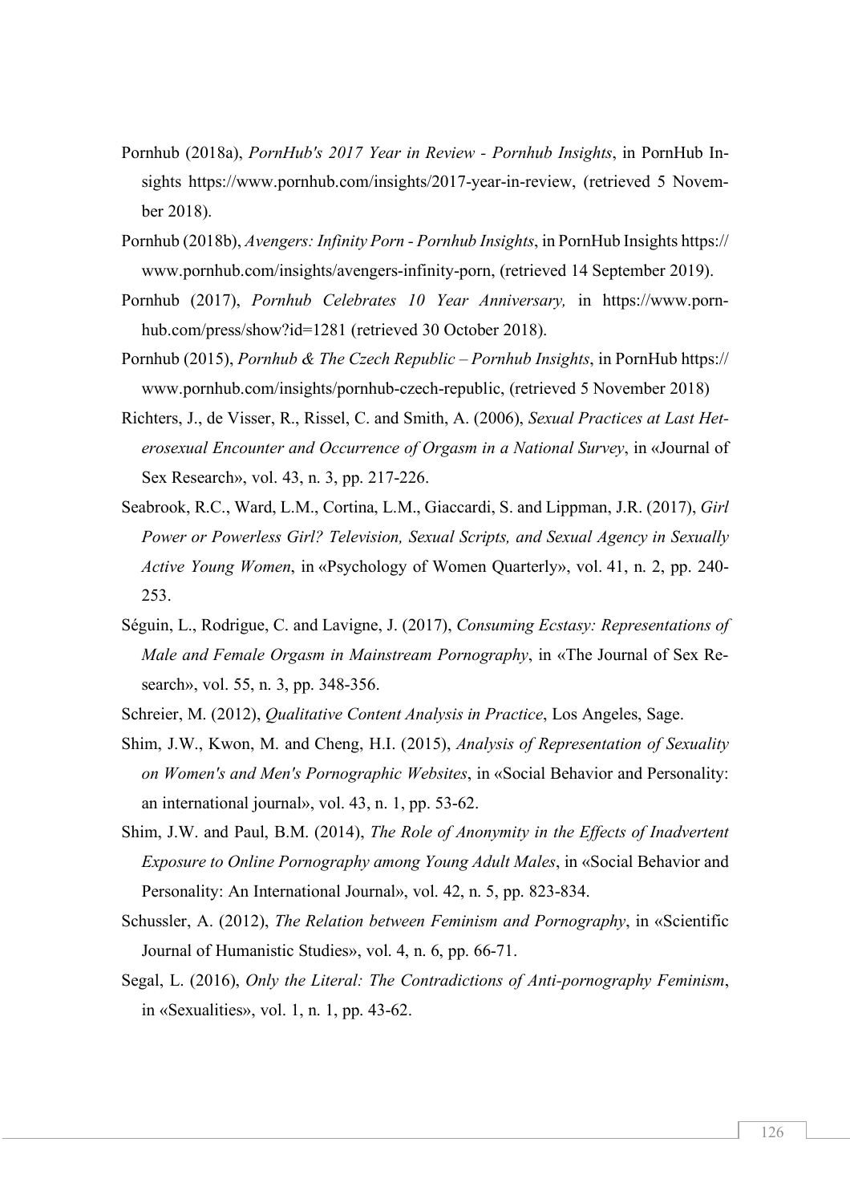Pornhub (2018a), *PornHub's 2017 Year in Review - Pornhub Insights*, in PornHub Insights https://www.pornhub.com/insights/2017-year-in-review, (retrieved 5 November 2018).

Pornhub (2018b), *Avengers: Infinity Porn - Pornhub Insights*, in PornHub Insights https://www.pornhub.com/insights/avengers-infinity-porn, (retrieved 14 September 2019).

Pornhub (2017), *Pornhub Celebrates 10 Year Anniversary,* in https://www.pornhub.com/press/show?id=1281 (retrieved 30 October 2018).

Pornhub (2015), *Pornhub & The Czech Republic – Pornhub Insights*, in PornHub https://www.pornhub.com/insights/pornhub-czech-republic, (retrieved 5 November 2018)

Richters, J., de Visser, R., Rissel, C. and Smith, A. (2006), *Sexual Practices at Last Heterosexual Encounter and Occurrence of Orgasm in a National Survey*, in «Journal of Sex Research», vol. 43, n. 3, pp. 217-226.

Seabrook, R.C., Ward, L.M., Cortina, L.M., Giaccardi, S. and Lippman, J.R. (2017), *Girl Power or Powerless Girl? Television, Sexual Scripts, and Sexual Agency in Sexually Active Young Women*, in «Psychology of Women Quarterly», vol. 41, n. 2, pp. 240-253.

Séguin, L., Rodrigue, C. and Lavigne, J. (2017), *Consuming Ecstasy: Representations of Male and Female Orgasm in Mainstream Pornography*, in «The Journal of Sex Research», vol. 55, n. 3, pp. 348-356.

Schreier, M. (2012), *Qualitative Content Analysis in Practice*, Los Angeles, Sage.

Shim, J.W., Kwon, M. and Cheng, H.I. (2015), *Analysis of Representation of Sexuality on Women's and Men's Pornographic Websites*, in «Social Behavior and Personality: an international journal», vol. 43, n. 1, pp. 53-62.

Shim, J.W. and Paul, B.M. (2014), *The Role of Anonymity in the Effects of Inadvertent Exposure to Online Pornography among Young Adult Males*, in «Social Behavior and Personality: An International Journal», vol. 42, n. 5, pp. 823-834.

Schussler, A. (2012), *The Relation between Feminism and Pornography*, in «Scientific Journal of Humanistic Studies», vol. 4, n. 6, pp. 66-71.

Segal, L. (2016), *Only the Literal: The Contradictions of Anti-pornography Feminism*, in «Sexualities», vol. 1, n. 1, pp. 43-62.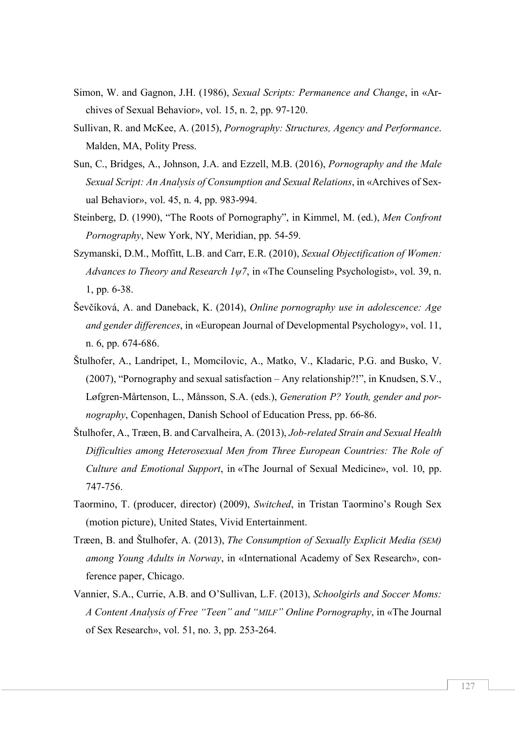Simon, W. and Gagnon, J.H. (1986), *Sexual Scripts: Permanence and Change*, in «Archives of Sexual Behavior», vol. 15, n. 2, pp. 97-120.

Sullivan, R. and McKee, A. (2015), *Pornography: Structures, Agency and Performance*. Malden, MA, Polity Press.

Sun, C., Bridges, A., Johnson, J.A. and Ezzell, M.B. (2016), *Pornography and the Male Sexual Script: An Analysis of Consumption and Sexual Relations*, in «Archives of Sexual Behavior», vol. 45, n. 4, pp. 983-994.

Steinberg, D. (1990), "The Roots of Pornography", in Kimmel, M. (ed.), *Men Confront Pornography*, New York, NY, Meridian, pp. 54-59.

Szymanski, D.M., Moffitt, L.B. and Carr, E.R. (2010), *Sexual Objectification of Women: Advances to Theory and Research 1ψ7*, in «The Counseling Psychologist», vol. 39, n. 1, pp. 6-38.

Ševčíková, A. and Daneback, K. (2014), *Online pornography use in adolescence: Age and gender differences*, in «European Journal of Developmental Psychology», vol. 11, n. 6, pp. 674-686.

Štulhofer, A., Landripet, I., Momcilovic, A., Matko, V., Kladaric, P.G. and Busko, V. (2007), "Pornography and sexual satisfaction – Any relationship?!", in Knudsen, S.V., Løfgren-Mårtenson, L., Månsson, S.A. (eds.), *Generation P? Youth, gender and pornography*, Copenhagen, Danish School of Education Press, pp. 66-86.

Štulhofer, A., Træen, B. and Carvalheira, A. (2013), *Job-related Strain and Sexual Health Difficulties among Heterosexual Men from Three European Countries: The Role of Culture and Emotional Support*, in «The Journal of Sexual Medicine», vol. 10, pp. 747-756.

Taormino, T. (producer, director) (2009), *Switched*, in Tristan Taormino's Rough Sex (motion picture), United States, Vivid Entertainment.

Træen, B. and Štulhofer, A. (2013), *The Consumption of Sexually Explicit Media (SEM) among Young Adults in Norway*, in «International Academy of Sex Research», conference paper, Chicago.

Vannier, S.A., Currie, A.B. and O'Sullivan, L.F. (2013), *Schoolgirls and Soccer Moms: A Content Analysis of Free "Teen" and "MILF" Online Pornography*, in «The Journal of Sex Research», vol. 51, no. 3, pp. 253-264.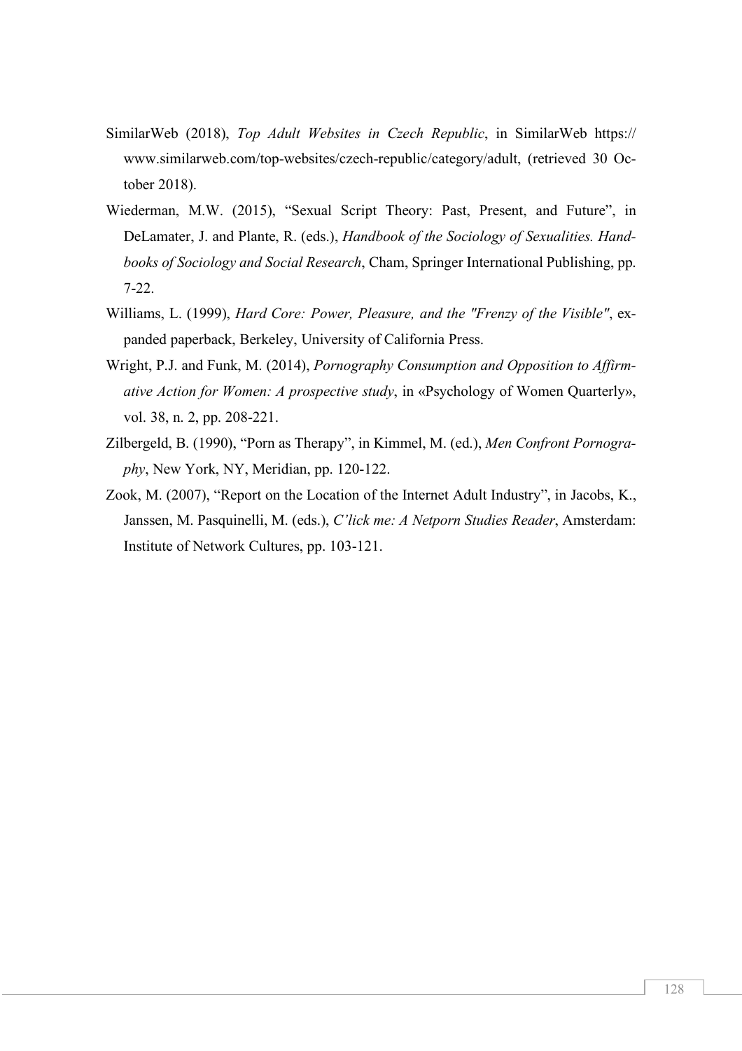SimilarWeb (2018), *Top Adult Websites in Czech Republic*, in SimilarWeb https://www.similarweb.com/top-websites/czech-republic/category/adult, (retrieved 30 October 2018).

Wiederman, M.W. (2015), "Sexual Script Theory: Past, Present, and Future", in DeLamater, J. and Plante, R. (eds.), *Handbook of the Sociology of Sexualities. Handbooks of Sociology and Social Research*, Cham, Springer International Publishing, pp. 7-22.

Williams, L. (1999), *Hard Core: Power, Pleasure, and the "Frenzy of the Visible"*, expanded paperback, Berkeley, University of California Press.

Wright, P.J. and Funk, M. (2014), *Pornography Consumption and Opposition to Affirmative Action for Women: A prospective study*, in «Psychology of Women Quarterly», vol. 38, n. 2, pp. 208-221.

Zilbergeld, B. (1990), "Porn as Therapy", in Kimmel, M. (ed.), *Men Confront Pornography*, New York, NY, Meridian, pp. 120-122.

Zook, M. (2007), "Report on the Location of the Internet Adult Industry", in Jacobs, K., Janssen, M. Pasquinelli, M. (eds.), *C'lick me: A Netporn Studies Reader*, Amsterdam: Institute of Network Cultures, pp. 103-121.